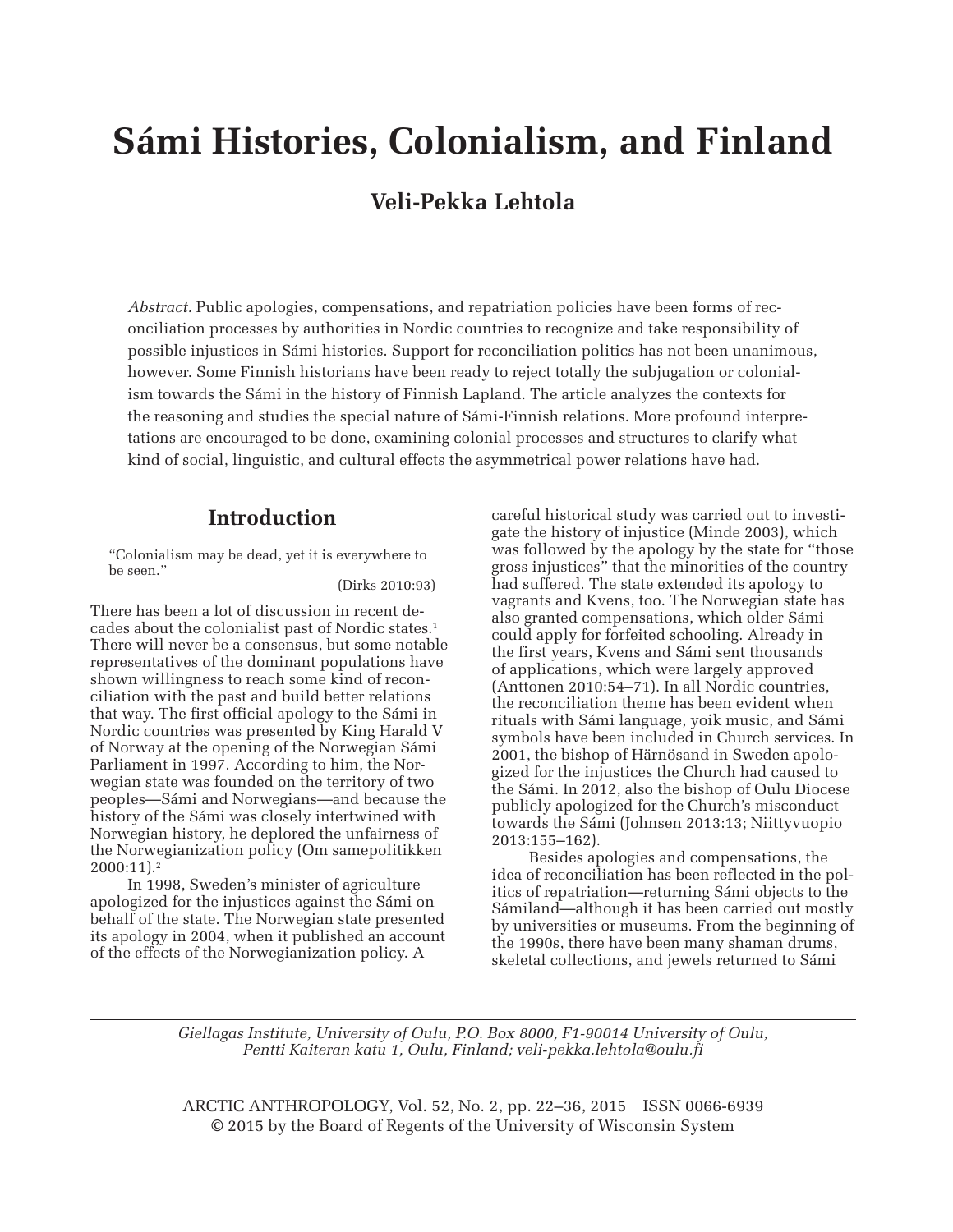# Sámi Histories, Colonialism, and Finland

## Veli-Pekka Lehtola

*Abstract.* Public apologies, compensations, and repatriation policies have been forms of reconciliation processes by authorities in Nordic countries to recognize and take responsibility of possible injustices in Sámi histories. Support for reconciliation politics has not been unanimous, however. Some Finnish historians have been ready to reject totally the subjugation or colonialism towards the Sámi in the history of Finnish Lapland. The article analyzes the contexts for the reasoning and studies the special nature of Sámi-Finnish relations. More profound interpretations are encouraged to be done, examining colonial processes and structures to clarify what kind of social, linguistic, and cultural effects the asymmetrical power relations have had.

## Introduction

> "Colonialism may be dead, yet it is everywhere to be seen."
>
> (Dirks 2010:93)

There has been a lot of discussion in recent decades about the colonialist past of Nordic states.[1] There will never be a consensus, but some notable representatives of the dominant populations have shown willingness to reach some kind of reconciliation with the past and build better relations that way. The first official apology to the Sámi in Nordic countries was presented by King Harald V of Norway at the opening of the Norwegian Sámi Parliament in 1997. According to him, the Norwegian state was founded on the territory of two peoples—Sámi and Norwegians—and because the history of the Sámi was closely intertwined with Norwegian history, he deplored the unfairness of the Norwegianization policy (Om samepolitikken 2000:11).[2]

In 1998, Sweden's minister of agriculture apologized for the injustices against the Sámi on behalf of the state. The Norwegian state presented its apology in 2004, when it published an account of the effects of the Norwegianization policy. A careful historical study was carried out to investigate the history of injustice (Minde 2003), which was followed by the apology by the state for "those gross injustices" that the minorities of the country had suffered. The state extended its apology to vagrants and Kvens, too. The Norwegian state has also granted compensations, which older Sámi could apply for forfeited schooling. Already in the first years, Kvens and Sámi sent thousands of applications, which were largely approved (Anttonen 2010:54–71). In all Nordic countries, the reconciliation theme has been evident when rituals with Sámi language, yoik music, and Sámi symbols have been included in Church services. In 2001, the bishop of Härnösand in Sweden apologized for the injustices the Church had caused to the Sámi. In 2012, also the bishop of Oulu Diocese publicly apologized for the Church's misconduct towards the Sámi (Johnsen 2013:13; Niittyvuopio 2013:155–162).

Besides apologies and compensations, the idea of reconciliation has been reflected in the politics of repatriation—returning Sámi objects to the Sámiland—although it has been carried out mostly by universities or museums. From the beginning of the 1990s, there have been many shaman drums, skeletal collections, and jewels returned to Sámi

---

*Giellagas Institute, University of Oulu, P.O. Box 8000, F1-90014 University of Oulu, Pentti Kaiteran katu 1, Oulu, Finland; veli-pekka.lehtola@oulu.fi*

ARCTIC ANTHROPOLOGY, Vol. 52, No. 2, pp. 22–36, 2015 ISSN 0066-6939
© 2015 by the Board of Regents of the University of Wisconsin System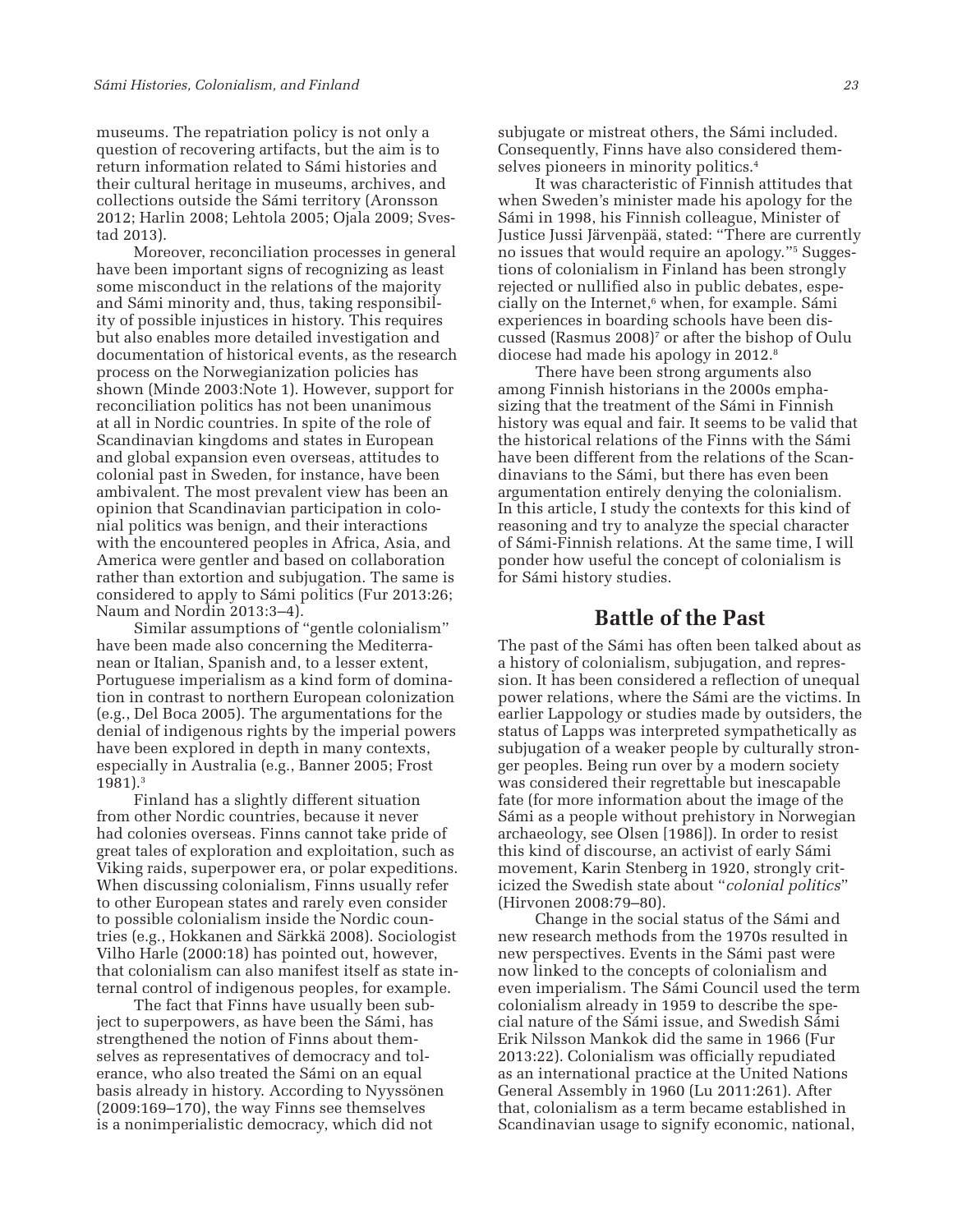museums. The repatriation policy is not only a question of recovering artifacts, but the aim is to return information related to Sámi histories and their cultural heritage in museums, archives, and collections outside the Sámi territory (Aronsson 2012; Harlin 2008; Lehtola 2005; Ojala 2009; Svestad 2013).

Moreover, reconciliation processes in general have been important signs of recognizing as least some misconduct in the relations of the majority and Sámi minority and, thus, taking responsibility of possible injustices in history. This requires but also enables more detailed investigation and documentation of historical events, as the research process on the Norwegianization policies has shown (Minde 2003:Note 1). However, support for reconciliation politics has not been unanimous at all in Nordic countries. In spite of the role of Scandinavian kingdoms and states in European and global expansion even overseas, attitudes to colonial past in Sweden, for instance, have been ambivalent. The most prevalent view has been an opinion that Scandinavian participation in colonial politics was benign, and their interactions with the encountered peoples in Africa, Asia, and America were gentler and based on collaboration rather than extortion and subjugation. The same is considered to apply to Sámi politics (Fur 2013:26; Naum and Nordin 2013:3–4).

Similar assumptions of "gentle colonialism" have been made also concerning the Mediterranean or Italian, Spanish and, to a lesser extent, Portuguese imperialism as a kind form of domination in contrast to northern European colonization (e.g., Del Boca 2005). The argumentations for the denial of indigenous rights by the imperial powers have been explored in depth in many contexts, especially in Australia (e.g., Banner 2005; Frost 1981).[3]

Finland has a slightly different situation from other Nordic countries, because it never had colonies overseas. Finns cannot take pride of great tales of exploration and exploitation, such as Viking raids, superpower era, or polar expeditions. When discussing colonialism, Finns usually refer to other European states and rarely even consider to possible colonialism inside the Nordic countries (e.g., Hokkanen and Särkkä 2008). Sociologist Vilho Harle (2000:18) has pointed out, however, that colonialism can also manifest itself as state internal control of indigenous peoples, for example.

The fact that Finns have usually been subject to superpowers, as have been the Sámi, has strengthened the notion of Finns about themselves as representatives of democracy and tolerance, who also treated the Sámi on an equal basis already in history. According to Nyyssönen (2009:169–170), the way Finns see themselves is a nonimperialistic democracy, which did not subjugate or mistreat others, the Sámi included. Consequently, Finns have also considered themselves pioneers in minority politics.[4]

It was characteristic of Finnish attitudes that when Sweden's minister made his apology for the Sámi in 1998, his Finnish colleague, Minister of Justice Jussi Järvenpää, stated: "There are currently no issues that would require an apology."[5] Suggestions of colonialism in Finland has been strongly rejected or nullified also in public debates, especially on the Internet,[6] when, for example. Sámi experiences in boarding schools have been discussed (Rasmus 2008)[7] or after the bishop of Oulu diocese had made his apology in 2012.[8]

There have been strong arguments also among Finnish historians in the 2000s emphasizing that the treatment of the Sámi in Finnish history was equal and fair. It seems to be valid that the historical relations of the Finns with the Sámi have been different from the relations of the Scandinavians to the Sámi, but there has even been argumentation entirely denying the colonialism. In this article, I study the contexts for this kind of reasoning and try to analyze the special character of Sámi-Finnish relations. At the same time, I will ponder how useful the concept of colonialism is for Sámi history studies.

## Battle of the Past

The past of the Sámi has often been talked about as a history of colonialism, subjugation, and repression. It has been considered a reflection of unequal power relations, where the Sámi are the victims. In earlier Lappology or studies made by outsiders, the status of Lapps was interpreted sympathetically as subjugation of a weaker people by culturally stronger peoples. Being run over by a modern society was considered their regrettable but inescapable fate (for more information about the image of the Sámi as a people without prehistory in Norwegian archaeology, see Olsen [1986]). In order to resist this kind of discourse, an activist of early Sámi movement, Karin Stenberg in 1920, strongly criticized the Swedish state about "*colonial politics*" (Hirvonen 2008:79–80).

Change in the social status of the Sámi and new research methods from the 1970s resulted in new perspectives. Events in the Sámi past were now linked to the concepts of colonialism and even imperialism. The Sámi Council used the term colonialism already in 1959 to describe the special nature of the Sámi issue, and Swedish Sámi Erik Nilsson Mankok did the same in 1966 (Fur 2013:22). Colonialism was officially repudiated as an international practice at the United Nations General Assembly in 1960 (Lu 2011:261). After that, colonialism as a term became established in Scandinavian usage to signify economic, national,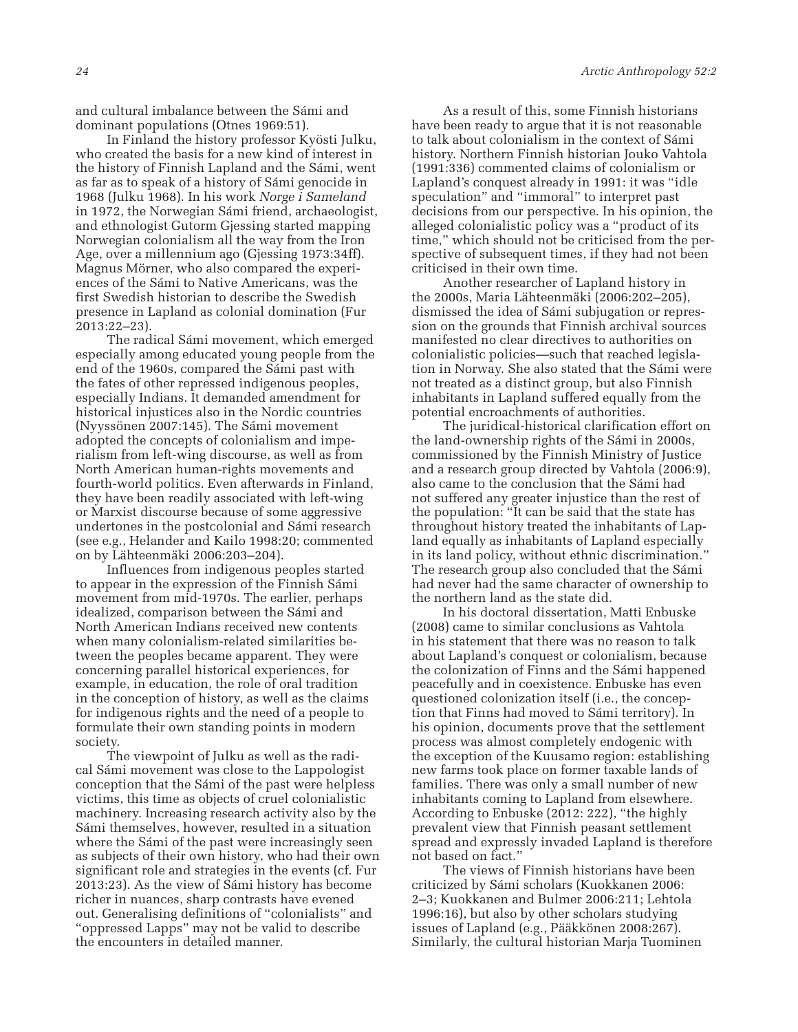and cultural imbalance between the Sámi and dominant populations (Otnes 1969:51).

In Finland the history professor Kyösti Julku, who created the basis for a new kind of interest in the history of Finnish Lapland and the Sámi, went as far as to speak of a history of Sámi genocide in 1968 (Julku 1968). In his work *Norge i Sameland* in 1972, the Norwegian Sámi friend, archaeologist, and ethnologist Gutorm Gjessing started mapping Norwegian colonialism all the way from the Iron Age, over a millennium ago (Gjessing 1973:34ff). Magnus Mörner, who also compared the experiences of the Sámi to Native Americans, was the first Swedish historian to describe the Swedish presence in Lapland as colonial domination (Fur 2013:22–23).

The radical Sámi movement, which emerged especially among educated young people from the end of the 1960s, compared the Sámi past with the fates of other repressed indigenous peoples, especially Indians. It demanded amendment for historical injustices also in the Nordic countries (Nyyssönen 2007:145). The Sámi movement adopted the concepts of colonialism and imperialism from left-wing discourse, as well as from North American human-rights movements and fourth-world politics. Even afterwards in Finland, they have been readily associated with left-wing or Marxist discourse because of some aggressive undertones in the postcolonial and Sámi research (see e.g., Helander and Kailo 1998:20; commented on by Lähteenmäki 2006:203–204).

Influences from indigenous peoples started to appear in the expression of the Finnish Sámi movement from mid-1970s. The earlier, perhaps idealized, comparison between the Sámi and North American Indians received new contents when many colonialism-related similarities between the peoples became apparent. They were concerning parallel historical experiences, for example, in education, the role of oral tradition in the conception of history, as well as the claims for indigenous rights and the need of a people to formulate their own standing points in modern society.

The viewpoint of Julku as well as the radical Sámi movement was close to the Lappologist conception that the Sámi of the past were helpless victims, this time as objects of cruel colonialistic machinery. Increasing research activity also by the Sámi themselves, however, resulted in a situation where the Sámi of the past were increasingly seen as subjects of their own history, who had their own significant role and strategies in the events (cf. Fur 2013:23). As the view of Sámi history has become richer in nuances, sharp contrasts have evened out. Generalising definitions of "colonialists" and "oppressed Lapps" may not be valid to describe the encounters in detailed manner.

As a result of this, some Finnish historians have been ready to argue that it is not reasonable to talk about colonialism in the context of Sámi history. Northern Finnish historian Jouko Vahtola (1991:336) commented claims of colonialism or Lapland's conquest already in 1991: it was "idle speculation" and "immoral" to interpret past decisions from our perspective. In his opinion, the alleged colonialistic policy was a "product of its time," which should not be criticised from the perspective of subsequent times, if they had not been criticised in their own time.

Another researcher of Lapland history in the 2000s, Maria Lähteenmäki (2006:202–205), dismissed the idea of Sámi subjugation or repression on the grounds that Finnish archival sources manifested no clear directives to authorities on colonialistic policies—such that reached legislation in Norway. She also stated that the Sámi were not treated as a distinct group, but also Finnish inhabitants in Lapland suffered equally from the potential encroachments of authorities.

The juridical-historical clarification effort on the land-ownership rights of the Sámi in 2000s, commissioned by the Finnish Ministry of Justice and a research group directed by Vahtola (2006:9), also came to the conclusion that the Sámi had not suffered any greater injustice than the rest of the population: "It can be said that the state has throughout history treated the inhabitants of Lapland equally as inhabitants of Lapland especially in its land policy, without ethnic discrimination." The research group also concluded that the Sámi had never had the same character of ownership to the northern land as the state did.

In his doctoral dissertation, Matti Enbuske (2008) came to similar conclusions as Vahtola in his statement that there was no reason to talk about Lapland's conquest or colonialism, because the colonization of Finns and the Sámi happened peacefully and in coexistence. Enbuske has even questioned colonization itself (i.e., the conception that Finns had moved to Sámi territory). In his opinion, documents prove that the settlement process was almost completely endogenic with the exception of the Kuusamo region: establishing new farms took place on former taxable lands of families. There was only a small number of new inhabitants coming to Lapland from elsewhere. According to Enbuske (2012: 222), "the highly prevalent view that Finnish peasant settlement spread and expressly invaded Lapland is therefore not based on fact."

The views of Finnish historians have been criticized by Sámi scholars (Kuokkanen 2006: 2–3; Kuokkanen and Bulmer 2006:211; Lehtola 1996:16), but also by other scholars studying issues of Lapland (e.g., Pääkkönen 2008:267). Similarly, the cultural historian Marja Tuominen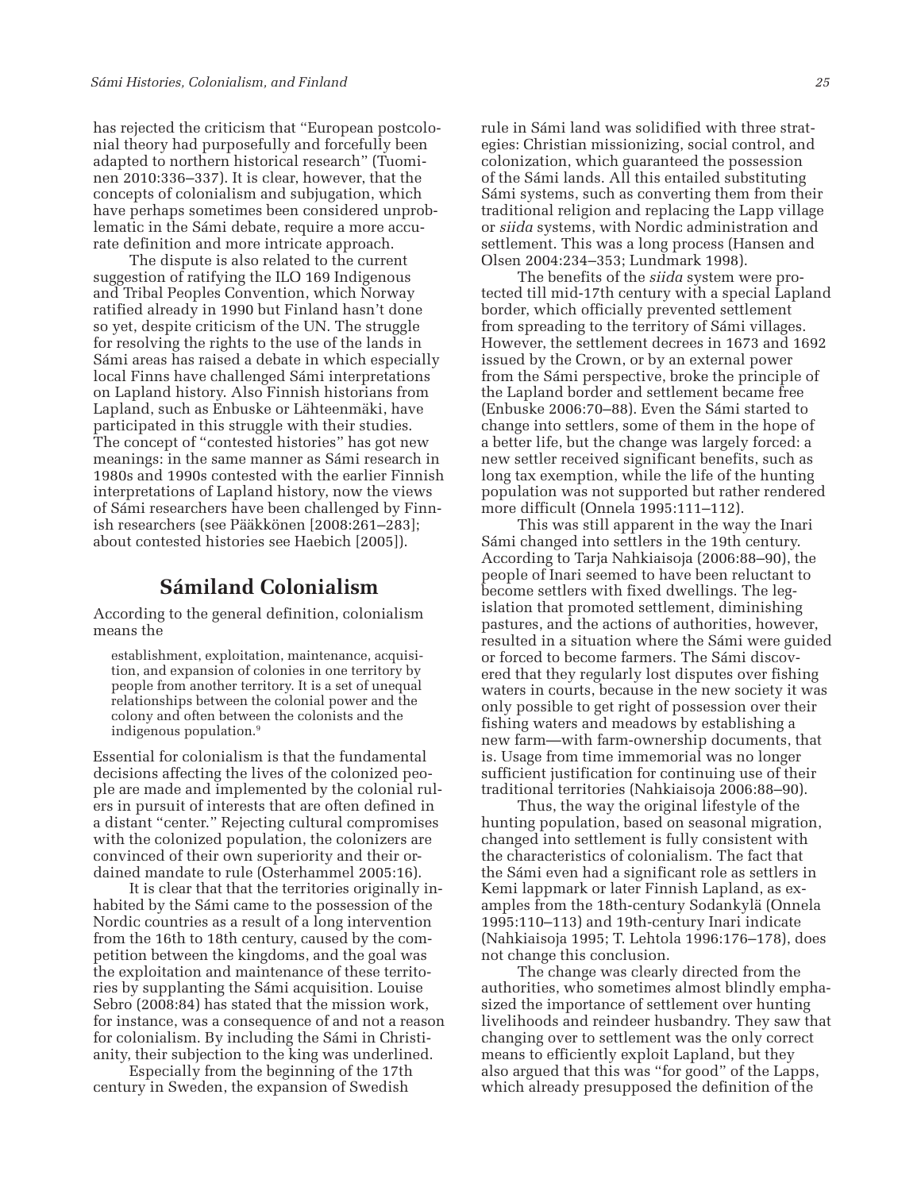has rejected the criticism that "European postcolonial theory had purposefully and forcefully been adapted to northern historical research" (Tuominen 2010:336–337). It is clear, however, that the concepts of colonialism and subjugation, which have perhaps sometimes been considered unproblematic in the Sámi debate, require a more accurate definition and more intricate approach.

The dispute is also related to the current suggestion of ratifying the ILO 169 Indigenous and Tribal Peoples Convention, which Norway ratified already in 1990 but Finland hasn't done so yet, despite criticism of the UN. The struggle for resolving the rights to the use of the lands in Sámi areas has raised a debate in which especially local Finns have challenged Sámi interpretations on Lapland history. Also Finnish historians from Lapland, such as Enbuske or Lähteenmäki, have participated in this struggle with their studies. The concept of "contested histories" has got new meanings: in the same manner as Sámi research in 1980s and 1990s contested with the earlier Finnish interpretations of Lapland history, now the views of Sámi researchers have been challenged by Finnish researchers (see Pääkkönen [2008:261–283]; about contested histories see Haebich [2005]).

## Sámiland Colonialism

According to the general definition, colonialism means the

> establishment, exploitation, maintenance, acquisition, and expansion of colonies in one territory by people from another territory. It is a set of unequal relationships between the colonial power and the colony and often between the colonists and the indigenous population.[9]

Essential for colonialism is that the fundamental decisions affecting the lives of the colonized people are made and implemented by the colonial rulers in pursuit of interests that are often defined in a distant "center." Rejecting cultural compromises with the colonized population, the colonizers are convinced of their own superiority and their ordained mandate to rule (Osterhammel 2005:16).

It is clear that that the territories originally inhabited by the Sámi came to the possession of the Nordic countries as a result of a long intervention from the 16th to 18th century, caused by the competition between the kingdoms, and the goal was the exploitation and maintenance of these territories by supplanting the Sámi acquisition. Louise Sebro (2008:84) has stated that the mission work, for instance, was a consequence of and not a reason for colonialism. By including the Sámi in Christianity, their subjection to the king was underlined.

Especially from the beginning of the 17th century in Sweden, the expansion of Swedish rule in Sámi land was solidified with three strategies: Christian missionizing, social control, and colonization, which guaranteed the possession of the Sámi lands. All this entailed substituting Sámi systems, such as converting them from their traditional religion and replacing the Lapp village or *siida* systems, with Nordic administration and settlement. This was a long process (Hansen and Olsen 2004:234–353; Lundmark 1998).

The benefits of the *siida* system were protected till mid-17th century with a special Lapland border, which officially prevented settlement from spreading to the territory of Sámi villages. However, the settlement decrees in 1673 and 1692 issued by the Crown, or by an external power from the Sámi perspective, broke the principle of the Lapland border and settlement became free (Enbuske 2006:70–88). Even the Sámi started to change into settlers, some of them in the hope of a better life, but the change was largely forced: a new settler received significant benefits, such as long tax exemption, while the life of the hunting population was not supported but rather rendered more difficult (Onnela 1995:111–112).

This was still apparent in the way the Inari Sámi changed into settlers in the 19th century. According to Tarja Nahkiaisoja (2006:88–90), the people of Inari seemed to have been reluctant to become settlers with fixed dwellings. The legislation that promoted settlement, diminishing pastures, and the actions of authorities, however, resulted in a situation where the Sámi were guided or forced to become farmers. The Sámi discovered that they regularly lost disputes over fishing waters in courts, because in the new society it was only possible to get right of possession over their fishing waters and meadows by establishing a new farm—with farm-ownership documents, that is. Usage from time immemorial was no longer sufficient justification for continuing use of their traditional territories (Nahkiaisoja 2006:88–90).

Thus, the way the original lifestyle of the hunting population, based on seasonal migration, changed into settlement is fully consistent with the characteristics of colonialism. The fact that the Sámi even had a significant role as settlers in Kemi lappmark or later Finnish Lapland, as examples from the 18th-century Sodankylä (Onnela 1995:110–113) and 19th-century Inari indicate (Nahkiaisoja 1995; T. Lehtola 1996:176–178), does not change this conclusion.

The change was clearly directed from the authorities, who sometimes almost blindly emphasized the importance of settlement over hunting livelihoods and reindeer husbandry. They saw that changing over to settlement was the only correct means to efficiently exploit Lapland, but they also argued that this was "for good" of the Lapps, which already presupposed the definition of the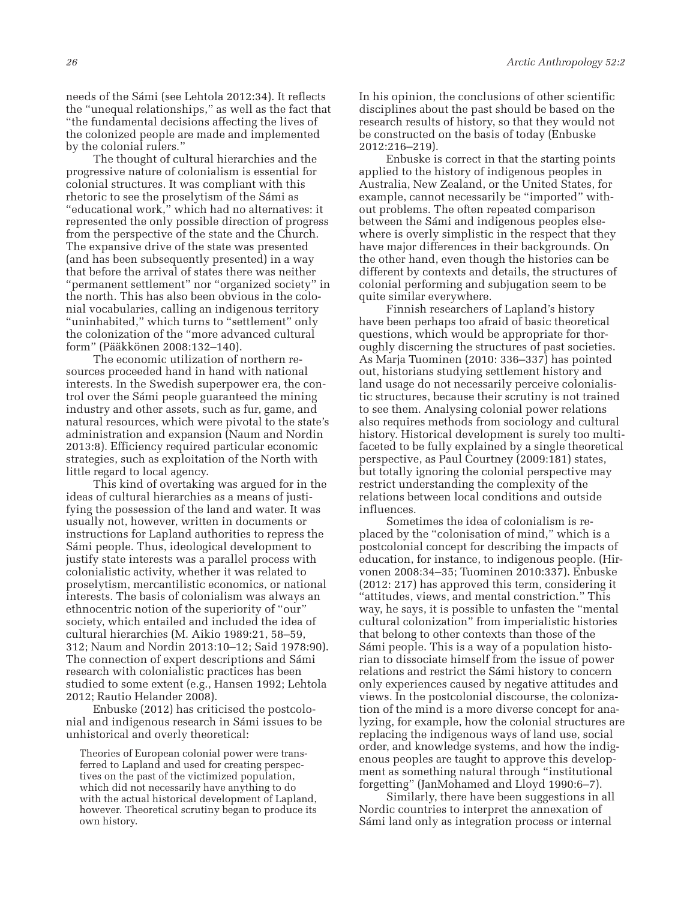needs of the Sámi (see Lehtola 2012:34). It reflects the "unequal relationships," as well as the fact that "the fundamental decisions affecting the lives of the colonized people are made and implemented by the colonial rulers."

The thought of cultural hierarchies and the progressive nature of colonialism is essential for colonial structures. It was compliant with this rhetoric to see the proselytism of the Sámi as "educational work," which had no alternatives: it represented the only possible direction of progress from the perspective of the state and the Church. The expansive drive of the state was presented (and has been subsequently presented) in a way that before the arrival of states there was neither "permanent settlement" nor "organized society" in the north. This has also been obvious in the colonial vocabularies, calling an indigenous territory "uninhabited," which turns to "settlement" only the colonization of the "more advanced cultural form" (Pääkkönen 2008:132–140).

The economic utilization of northern resources proceeded hand in hand with national interests. In the Swedish superpower era, the control over the Sámi people guaranteed the mining industry and other assets, such as fur, game, and natural resources, which were pivotal to the state's administration and expansion (Naum and Nordin 2013:8). Efficiency required particular economic strategies, such as exploitation of the North with little regard to local agency.

This kind of overtaking was argued for in the ideas of cultural hierarchies as a means of justifying the possession of the land and water. It was usually not, however, written in documents or instructions for Lapland authorities to repress the Sámi people. Thus, ideological development to justify state interests was a parallel process with colonialistic activity, whether it was related to proselytism, mercantilistic economics, or national interests. The basis of colonialism was always an ethnocentric notion of the superiority of "our" society, which entailed and included the idea of cultural hierarchies (M. Aikio 1989:21, 58–59, 312; Naum and Nordin 2013:10–12; Said 1978:90). The connection of expert descriptions and Sámi research with colonialistic practices has been studied to some extent (e.g., Hansen 1992; Lehtola 2012; Rautio Helander 2008).

Enbuske (2012) has criticised the postcolonial and indigenous research in Sámi issues to be unhistorical and overly theoretical:

> Theories of European colonial power were transferred to Lapland and used for creating perspectives on the past of the victimized population, which did not necessarily have anything to do with the actual historical development of Lapland, however. Theoretical scrutiny began to produce its own history.

In his opinion, the conclusions of other scientific disciplines about the past should be based on the research results of history, so that they would not be constructed on the basis of today (Enbuske 2012:216–219).

Enbuske is correct in that the starting points applied to the history of indigenous peoples in Australia, New Zealand, or the United States, for example, cannot necessarily be "imported" without problems. The often repeated comparison between the Sámi and indigenous peoples elsewhere is overly simplistic in the respect that they have major differences in their backgrounds. On the other hand, even though the histories can be different by contexts and details, the structures of colonial performing and subjugation seem to be quite similar everywhere.

Finnish researchers of Lapland's history have been perhaps too afraid of basic theoretical questions, which would be appropriate for thoroughly discerning the structures of past societies. As Marja Tuominen (2010: 336–337) has pointed out, historians studying settlement history and land usage do not necessarily perceive colonialistic structures, because their scrutiny is not trained to see them. Analysing colonial power relations also requires methods from sociology and cultural history. Historical development is surely too multifaceted to be fully explained by a single theoretical perspective, as Paul Courtney (2009:181) states, but totally ignoring the colonial perspective may restrict understanding the complexity of the relations between local conditions and outside influences.

Sometimes the idea of colonialism is replaced by the "colonisation of mind," which is a postcolonial concept for describing the impacts of education, for instance, to indigenous people. (Hirvonen 2008:34–35; Tuominen 2010:337). Enbuske (2012: 217) has approved this term, considering it "attitudes, views, and mental constriction." This way, he says, it is possible to unfasten the "mental cultural colonization" from imperialistic histories that belong to other contexts than those of the Sámi people. This is a way of a population historian to dissociate himself from the issue of power relations and restrict the Sámi history to concern only experiences caused by negative attitudes and views. In the postcolonial discourse, the colonization of the mind is a more diverse concept for analyzing, for example, how the colonial structures are replacing the indigenous ways of land use, social order, and knowledge systems, and how the indigenous peoples are taught to approve this development as something natural through "institutional forgetting" (JanMohamed and Lloyd 1990:6–7).

Similarly, there have been suggestions in all Nordic countries to interpret the annexation of Sámi land only as integration process or internal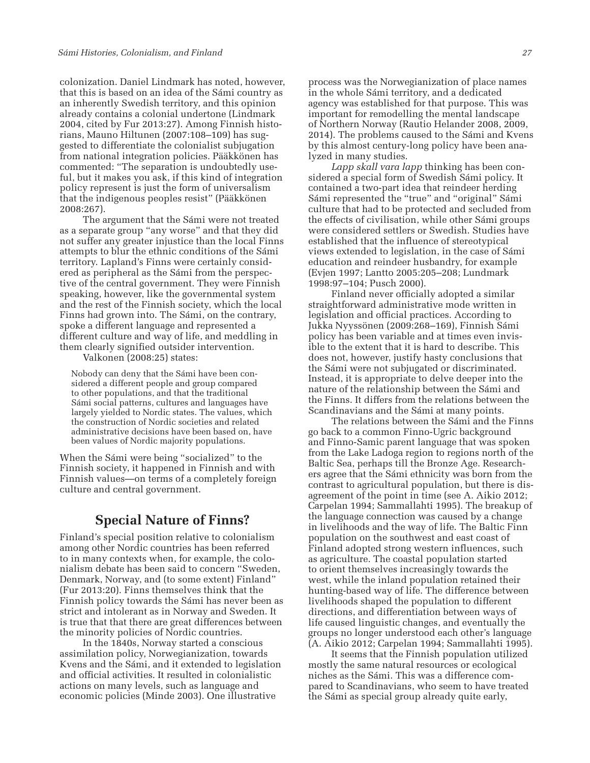colonization. Daniel Lindmark has noted, however, that this is based on an idea of the Sámi country as an inherently Swedish territory, and this opinion already contains a colonial undertone (Lindmark 2004, cited by Fur 2013:27). Among Finnish historians, Mauno Hiltunen (2007:108–109) has suggested to differentiate the colonialist subjugation from national integration policies. Pääkkönen has commented: "The separation is undoubtedly useful, but it makes you ask, if this kind of integration policy represent is just the form of universalism that the indigenous peoples resist" (Pääkkönen 2008:267).

The argument that the Sámi were not treated as a separate group "any worse" and that they did not suffer any greater injustice than the local Finns attempts to blur the ethnic conditions of the Sámi territory. Lapland's Finns were certainly considered as peripheral as the Sámi from the perspective of the central government. They were Finnish speaking, however, like the governmental system and the rest of the Finnish society, which the local Finns had grown into. The Sámi, on the contrary, spoke a different language and represented a different culture and way of life, and meddling in them clearly signified outsider intervention.

Valkonen (2008:25) states:

> Nobody can deny that the Sámi have been considered a different people and group compared to other populations, and that the traditional Sámi social patterns, cultures and languages have largely yielded to Nordic states. The values, which the construction of Nordic societies and related administrative decisions have been based on, have been values of Nordic majority populations.

When the Sámi were being "socialized" to the Finnish society, it happened in Finnish and with Finnish values—on terms of a completely foreign culture and central government.

## Special Nature of Finns?

Finland's special position relative to colonialism among other Nordic countries has been referred to in many contexts when, for example, the colonialism debate has been said to concern "Sweden, Denmark, Norway, and (to some extent) Finland" (Fur 2013:20). Finns themselves think that the Finnish policy towards the Sámi has never been as strict and intolerant as in Norway and Sweden. It is true that that there are great differences between the minority policies of Nordic countries.

In the 1840s, Norway started a conscious assimilation policy, Norwegianization, towards Kvens and the Sámi, and it extended to legislation and official activities. It resulted in colonialistic actions on many levels, such as language and economic policies (Minde 2003). One illustrative process was the Norwegianization of place names in the whole Sámi territory, and a dedicated agency was established for that purpose. This was important for remodelling the mental landscape of Northern Norway (Rautio Helander 2008, 2009, 2014). The problems caused to the Sámi and Kvens by this almost century-long policy have been analyzed in many studies.

*Lapp skall vara lapp* thinking has been considered a special form of Swedish Sámi policy. It contained a two-part idea that reindeer herding Sámi represented the "true" and "original" Sámi culture that had to be protected and secluded from the effects of civilisation, while other Sámi groups were considered settlers or Swedish. Studies have established that the influence of stereotypical views extended to legislation, in the case of Sámi education and reindeer husbandry, for example (Evjen 1997; Lantto 2005:205–208; Lundmark 1998:97–104; Pusch 2000).

Finland never officially adopted a similar straightforward administrative mode written in legislation and official practices. According to Jukka Nyyssönen (2009:268–169), Finnish Sámi policy has been variable and at times even invisible to the extent that it is hard to describe. This does not, however, justify hasty conclusions that the Sámi were not subjugated or discriminated. Instead, it is appropriate to delve deeper into the nature of the relationship between the Sámi and the Finns. It differs from the relations between the Scandinavians and the Sámi at many points.

The relations between the Sámi and the Finns go back to a common Finno-Ugric background and Finno-Samic parent language that was spoken from the Lake Ladoga region to regions north of the Baltic Sea, perhaps till the Bronze Age. Researchers agree that the Sámi ethnicity was born from the contrast to agricultural population, but there is disagreement of the point in time (see A. Aikio 2012; Carpelan 1994; Sammallahti 1995). The breakup of the language connection was caused by a change in livelihoods and the way of life. The Baltic Finn population on the southwest and east coast of Finland adopted strong western influences, such as agriculture. The coastal population started to orient themselves increasingly towards the west, while the inland population retained their hunting-based way of life. The difference between livelihoods shaped the population to different directions, and differentiation between ways of life caused linguistic changes, and eventually the groups no longer understood each other's language (A. Aikio 2012; Carpelan 1994; Sammallahti 1995).

It seems that the Finnish population utilized mostly the same natural resources or ecological niches as the Sámi. This was a difference compared to Scandinavians, who seem to have treated the Sámi as special group already quite early,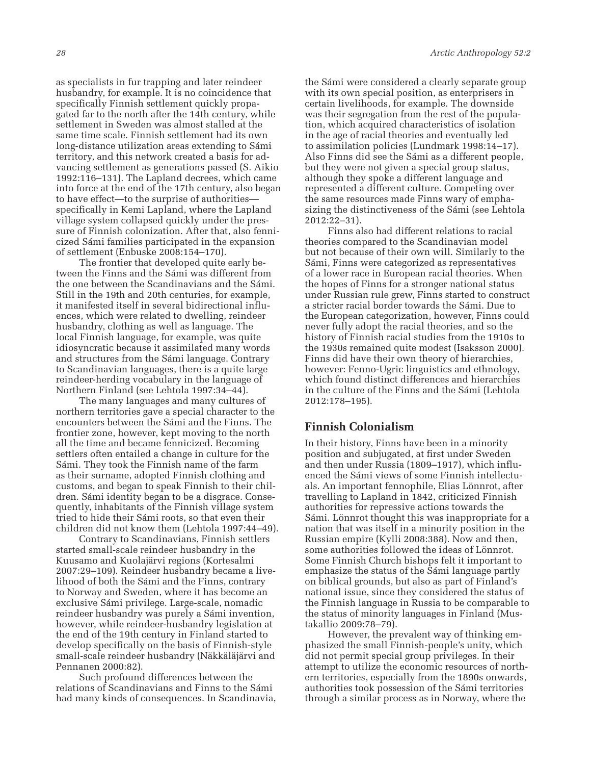as specialists in fur trapping and later reindeer husbandry, for example. It is no coincidence that specifically Finnish settlement quickly propagated far to the north after the 14th century, while settlement in Sweden was almost stalled at the same time scale. Finnish settlement had its own long-distance utilization areas extending to Sámi territory, and this network created a basis for advancing settlement as generations passed (S. Aikio 1992:116–131). The Lapland decrees, which came into force at the end of the 17th century, also began to have effect—to the surprise of authorities—specifically in Kemi Lapland, where the Lapland village system collapsed quickly under the pressure of Finnish colonization. After that, also fennicized Sámi families participated in the expansion of settlement (Enbuske 2008:154–170).

The frontier that developed quite early between the Finns and the Sámi was different from the one between the Scandinavians and the Sámi. Still in the 19th and 20th centuries, for example, it manifested itself in several bidirectional influences, which were related to dwelling, reindeer husbandry, clothing as well as language. The local Finnish language, for example, was quite idiosyncratic because it assimilated many words and structures from the Sámi language. Contrary to Scandinavian languages, there is a quite large reindeer-herding vocabulary in the language of Northern Finland (see Lehtola 1997:34–44).

The many languages and many cultures of northern territories gave a special character to the encounters between the Sámi and the Finns. The frontier zone, however, kept moving to the north all the time and became fennicized. Becoming settlers often entailed a change in culture for the Sámi. They took the Finnish name of the farm as their surname, adopted Finnish clothing and customs, and began to speak Finnish to their children. Sámi identity began to be a disgrace. Consequently, inhabitants of the Finnish village system tried to hide their Sámi roots, so that even their children did not know them (Lehtola 1997:44–49).

Contrary to Scandinavians, Finnish settlers started small-scale reindeer husbandry in the Kuusamo and Kuolajärvi regions (Kortesalmi 2007:29–109). Reindeer husbandry became a livelihood of both the Sámi and the Finns, contrary to Norway and Sweden, where it has become an exclusive Sámi privilege. Large-scale, nomadic reindeer husbandry was purely a Sámi invention, however, while reindeer-husbandry legislation at the end of the 19th century in Finland started to develop specifically on the basis of Finnish-style small-scale reindeer husbandry (Näkkäläjärvi and Pennanen 2000:82).

Such profound differences between the relations of Scandinavians and Finns to the Sámi had many kinds of consequences. In Scandinavia, the Sámi were considered a clearly separate group with its own special position, as enterprisers in certain livelihoods, for example. The downside was their segregation from the rest of the population, which acquired characteristics of isolation in the age of racial theories and eventually led to assimilation policies (Lundmark 1998:14–17). Also Finns did see the Sámi as a different people, but they were not given a special group status, although they spoke a different language and represented a different culture. Competing over the same resources made Finns wary of emphasizing the distinctiveness of the Sámi (see Lehtola 2012:22–31).

Finns also had different relations to racial theories compared to the Scandinavian model but not because of their own will. Similarly to the Sámi, Finns were categorized as representatives of a lower race in European racial theories. When the hopes of Finns for a stronger national status under Russian rule grew, Finns started to construct a stricter racial border towards the Sámi. Due to the European categorization, however, Finns could never fully adopt the racial theories, and so the history of Finnish racial studies from the 1910s to the 1930s remained quite modest (Isaksson 2000). Finns did have their own theory of hierarchies, however: Fenno-Ugric linguistics and ethnology, which found distinct differences and hierarchies in the culture of the Finns and the Sámi (Lehtola 2012:178–195).

## Finnish Colonialism

In their history, Finns have been in a minority position and subjugated, at first under Sweden and then under Russia (1809–1917), which influenced the Sámi views of some Finnish intellectuals. An important fennophile, Elias Lönnrot, after travelling to Lapland in 1842, criticized Finnish authorities for repressive actions towards the Sámi. Lönnrot thought this was inappropriate for a nation that was itself in a minority position in the Russian empire (Kylli 2008:388). Now and then, some authorities followed the ideas of Lönnrot. Some Finnish Church bishops felt it important to emphasize the status of the Sámi language partly on biblical grounds, but also as part of Finland's national issue, since they considered the status of the Finnish language in Russia to be comparable to the status of minority languages in Finland (Mustakallio 2009:78–79).

However, the prevalent way of thinking emphasized the small Finnish-people's unity, which did not permit special group privileges. In their attempt to utilize the economic resources of northern territories, especially from the 1890s onwards, authorities took possession of the Sámi territories through a similar process as in Norway, where the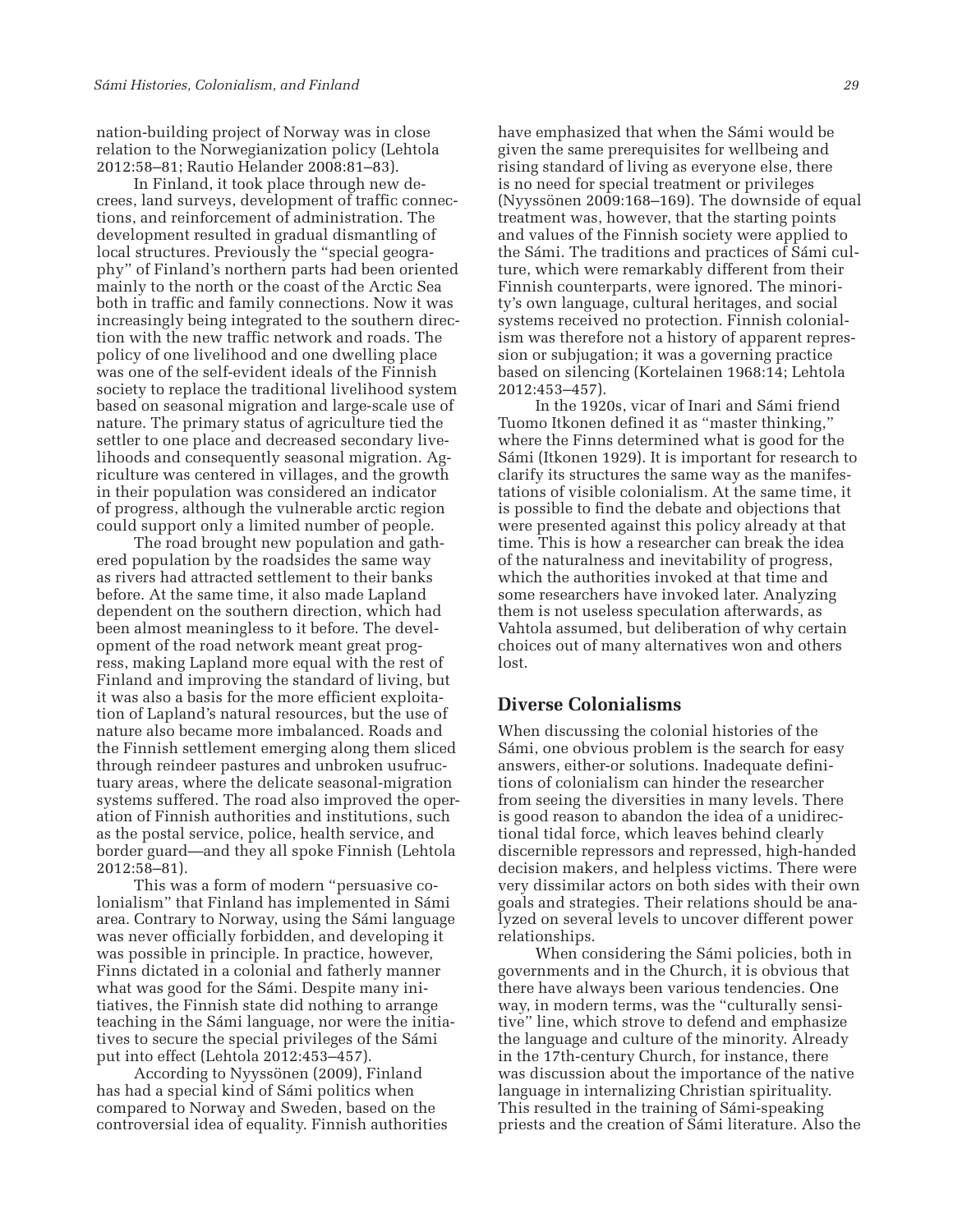nation-building project of Norway was in close relation to the Norwegianization policy (Lehtola 2012:58–81; Rautio Helander 2008:81–83).

In Finland, it took place through new decrees, land surveys, development of traffic connections, and reinforcement of administration. The development resulted in gradual dismantling of local structures. Previously the "special geography" of Finland's northern parts had been oriented mainly to the north or the coast of the Arctic Sea both in traffic and family connections. Now it was increasingly being integrated to the southern direction with the new traffic network and roads. The policy of one livelihood and one dwelling place was one of the self-evident ideals of the Finnish society to replace the traditional livelihood system based on seasonal migration and large-scale use of nature. The primary status of agriculture tied the settler to one place and decreased secondary livelihoods and consequently seasonal migration. Agriculture was centered in villages, and the growth in their population was considered an indicator of progress, although the vulnerable arctic region could support only a limited number of people.

The road brought new population and gathered population by the roadsides the same way as rivers had attracted settlement to their banks before. At the same time, it also made Lapland dependent on the southern direction, which had been almost meaningless to it before. The development of the road network meant great progress, making Lapland more equal with the rest of Finland and improving the standard of living, but it was also a basis for the more efficient exploitation of Lapland's natural resources, but the use of nature also became more imbalanced. Roads and the Finnish settlement emerging along them sliced through reindeer pastures and unbroken usufructuary areas, where the delicate seasonal-migration systems suffered. The road also improved the operation of Finnish authorities and institutions, such as the postal service, police, health service, and border guard—and they all spoke Finnish (Lehtola 2012:58–81).

This was a form of modern "persuasive colonialism" that Finland has implemented in Sámi area. Contrary to Norway, using the Sámi language was never officially forbidden, and developing it was possible in principle. In practice, however, Finns dictated in a colonial and fatherly manner what was good for the Sámi. Despite many initiatives, the Finnish state did nothing to arrange teaching in the Sámi language, nor were the initiatives to secure the special privileges of the Sámi put into effect (Lehtola 2012:453–457).

According to Nyyssönen (2009), Finland has had a special kind of Sámi politics when compared to Norway and Sweden, based on the controversial idea of equality. Finnish authorities have emphasized that when the Sámi would be given the same prerequisites for wellbeing and rising standard of living as everyone else, there is no need for special treatment or privileges (Nyyssönen 2009:168–169). The downside of equal treatment was, however, that the starting points and values of the Finnish society were applied to the Sámi. The traditions and practices of Sámi culture, which were remarkably different from their Finnish counterparts, were ignored. The minority's own language, cultural heritages, and social systems received no protection. Finnish colonialism was therefore not a history of apparent repression or subjugation; it was a governing practice based on silencing (Kortelainen 1968:14; Lehtola 2012:453–457).

In the 1920s, vicar of Inari and Sámi friend Tuomo Itkonen defined it as "master thinking," where the Finns determined what is good for the Sámi (Itkonen 1929). It is important for research to clarify its structures the same way as the manifestations of visible colonialism. At the same time, it is possible to find the debate and objections that were presented against this policy already at that time. This is how a researcher can break the idea of the naturalness and inevitability of progress, which the authorities invoked at that time and some researchers have invoked later. Analyzing them is not useless speculation afterwards, as Vahtola assumed, but deliberation of why certain choices out of many alternatives won and others lost.

## Diverse Colonialisms

When discussing the colonial histories of the Sámi, one obvious problem is the search for easy answers, either-or solutions. Inadequate definitions of colonialism can hinder the researcher from seeing the diversities in many levels. There is good reason to abandon the idea of a unidirectional tidal force, which leaves behind clearly discernible repressors and repressed, high-handed decision makers, and helpless victims. There were very dissimilar actors on both sides with their own goals and strategies. Their relations should be analyzed on several levels to uncover different power relationships.

When considering the Sámi policies, both in governments and in the Church, it is obvious that there have always been various tendencies. One way, in modern terms, was the "culturally sensitive" line, which strove to defend and emphasize the language and culture of the minority. Already in the 17th-century Church, for instance, there was discussion about the importance of the native language in internalizing Christian spirituality. This resulted in the training of Sámi-speaking priests and the creation of Sámi literature. Also the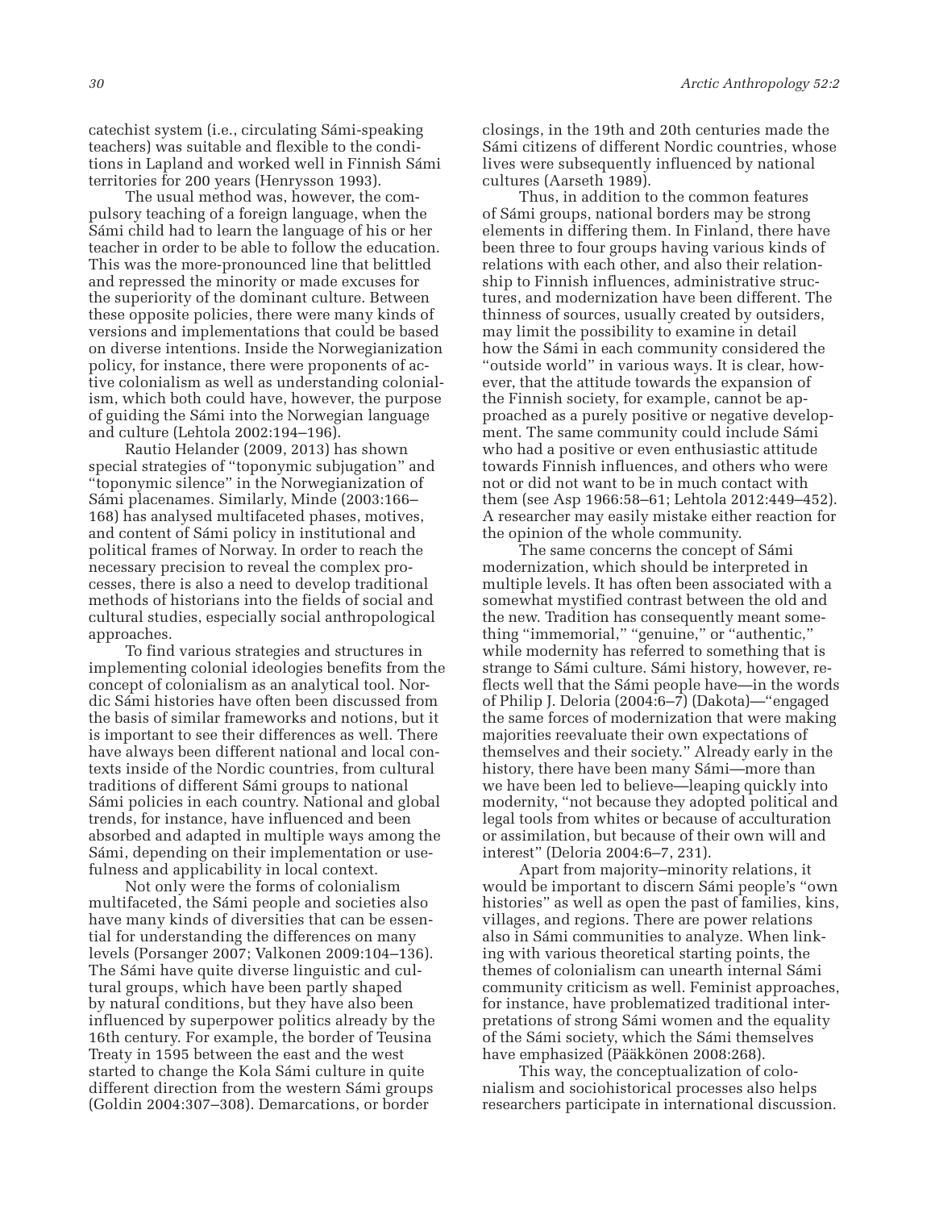catechist system (i.e., circulating Sámi-speaking teachers) was suitable and flexible to the conditions in Lapland and worked well in Finnish Sámi territories for 200 years (Henrysson 1993).

The usual method was, however, the compulsory teaching of a foreign language, when the Sámi child had to learn the language of his or her teacher in order to be able to follow the education. This was the more-pronounced line that belittled and repressed the minority or made excuses for the superiority of the dominant culture. Between these opposite policies, there were many kinds of versions and implementations that could be based on diverse intentions. Inside the Norwegianization policy, for instance, there were proponents of active colonialism as well as understanding colonialism, which both could have, however, the purpose of guiding the Sámi into the Norwegian language and culture (Lehtola 2002:194–196).

Rautio Helander (2009, 2013) has shown special strategies of "toponymic subjugation" and "toponymic silence" in the Norwegianization of Sámi placenames. Similarly, Minde (2003:166–168) has analysed multifaceted phases, motives, and content of Sámi policy in institutional and political frames of Norway. In order to reach the necessary precision to reveal the complex processes, there is also a need to develop traditional methods of historians into the fields of social and cultural studies, especially social anthropological approaches.

To find various strategies and structures in implementing colonial ideologies benefits from the concept of colonialism as an analytical tool. Nordic Sámi histories have often been discussed from the basis of similar frameworks and notions, but it is important to see their differences as well. There have always been different national and local contexts inside of the Nordic countries, from cultural traditions of different Sámi groups to national Sámi policies in each country. National and global trends, for instance, have influenced and been absorbed and adapted in multiple ways among the Sámi, depending on their implementation or usefulness and applicability in local context.

Not only were the forms of colonialism multifaceted, the Sámi people and societies also have many kinds of diversities that can be essential for understanding the differences on many levels (Porsanger 2007; Valkonen 2009:104–136). The Sámi have quite diverse linguistic and cultural groups, which have been partly shaped by natural conditions, but they have also been influenced by superpower politics already by the 16th century. For example, the border of Teusina Treaty in 1595 between the east and the west started to change the Kola Sámi culture in quite different direction from the western Sámi groups (Goldin 2004:307–308). Demarcations, or border closings, in the 19th and 20th centuries made the Sámi citizens of different Nordic countries, whose lives were subsequently influenced by national cultures (Aarseth 1989).

Thus, in addition to the common features of Sámi groups, national borders may be strong elements in differing them. In Finland, there have been three to four groups having various kinds of relations with each other, and also their relationship to Finnish influences, administrative structures, and modernization have been different. The thinness of sources, usually created by outsiders, may limit the possibility to examine in detail how the Sámi in each community considered the "outside world" in various ways. It is clear, however, that the attitude towards the expansion of the Finnish society, for example, cannot be approached as a purely positive or negative development. The same community could include Sámi who had a positive or even enthusiastic attitude towards Finnish influences, and others who were not or did not want to be in much contact with them (see Asp 1966:58–61; Lehtola 2012:449–452). A researcher may easily mistake either reaction for the opinion of the whole community.

The same concerns the concept of Sámi modernization, which should be interpreted in multiple levels. It has often been associated with a somewhat mystified contrast between the old and the new. Tradition has consequently meant something "immemorial," "genuine," or "authentic," while modernity has referred to something that is strange to Sámi culture. Sámi history, however, reflects well that the Sámi people have—in the words of Philip J. Deloria (2004:6–7) (Dakota)—"engaged the same forces of modernization that were making majorities reevaluate their own expectations of themselves and their society." Already early in the history, there have been many Sámi—more than we have been led to believe—leaping quickly into modernity, "not because they adopted political and legal tools from whites or because of acculturation or assimilation, but because of their own will and interest" (Deloria 2004:6–7, 231).

Apart from majority–minority relations, it would be important to discern Sámi people's "own histories" as well as open the past of families, kins, villages, and regions. There are power relations also in Sámi communities to analyze. When linking with various theoretical starting points, the themes of colonialism can unearth internal Sámi community criticism as well. Feminist approaches, for instance, have problematized traditional interpretations of strong Sámi women and the equality of the Sámi society, which the Sámi themselves have emphasized (Pääkkönen 2008:268).

This way, the conceptualization of colonialism and sociohistorical processes also helps researchers participate in international discussion.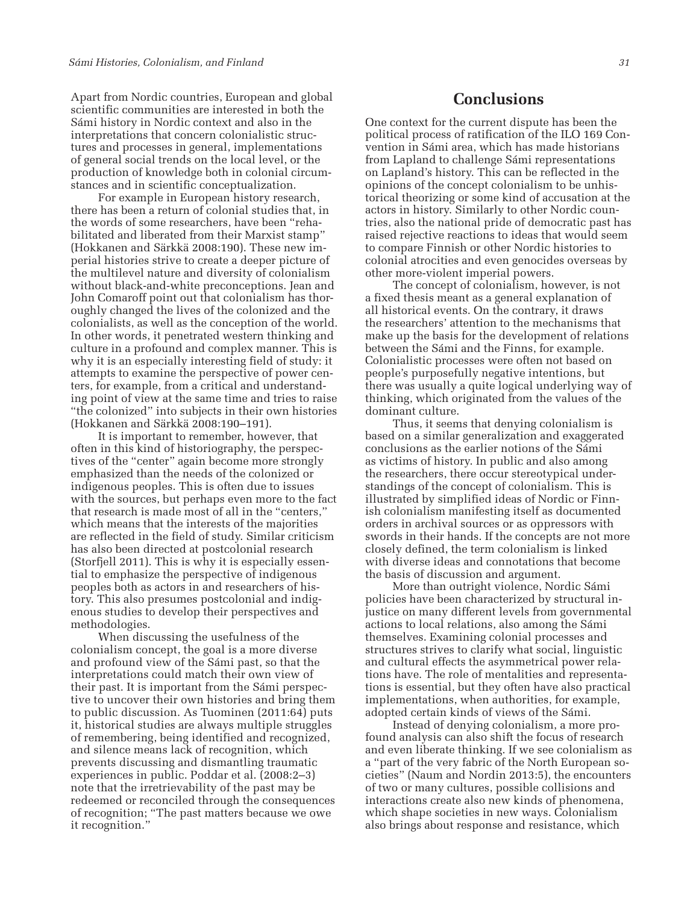Apart from Nordic countries, European and global scientific communities are interested in both the Sámi history in Nordic context and also in the interpretations that concern colonialistic structures and processes in general, implementations of general social trends on the local level, or the production of knowledge both in colonial circumstances and in scientific conceptualization.

For example in European history research, there has been a return of colonial studies that, in the words of some researchers, have been "rehabilitated and liberated from their Marxist stamp" (Hokkanen and Särkkä 2008:190). These new imperial histories strive to create a deeper picture of the multilevel nature and diversity of colonialism without black-and-white preconceptions. Jean and John Comaroff point out that colonialism has thoroughly changed the lives of the colonized and the colonialists, as well as the conception of the world. In other words, it penetrated western thinking and culture in a profound and complex manner. This is why it is an especially interesting field of study: it attempts to examine the perspective of power centers, for example, from a critical and understanding point of view at the same time and tries to raise "the colonized" into subjects in their own histories (Hokkanen and Särkkä 2008:190–191).

It is important to remember, however, that often in this kind of historiography, the perspectives of the "center" again become more strongly emphasized than the needs of the colonized or indigenous peoples. This is often due to issues with the sources, but perhaps even more to the fact that research is made most of all in the "centers," which means that the interests of the majorities are reflected in the field of study. Similar criticism has also been directed at postcolonial research (Storfjell 2011). This is why it is especially essential to emphasize the perspective of indigenous peoples both as actors in and researchers of history. This also presumes postcolonial and indigenous studies to develop their perspectives and methodologies.

When discussing the usefulness of the colonialism concept, the goal is a more diverse and profound view of the Sámi past, so that the interpretations could match their own view of their past. It is important from the Sámi perspective to uncover their own histories and bring them to public discussion. As Tuominen (2011:64) puts it, historical studies are always multiple struggles of remembering, being identified and recognized, and silence means lack of recognition, which prevents discussing and dismantling traumatic experiences in public. Poddar et al. (2008:2–3) note that the irretrievability of the past may be redeemed or reconciled through the consequences of recognition; "The past matters because we owe it recognition."

## Conclusions

One context for the current dispute has been the political process of ratification of the ILO 169 Convention in Sámi area, which has made historians from Lapland to challenge Sámi representations on Lapland's history. This can be reflected in the opinions of the concept colonialism to be unhistorical theorizing or some kind of accusation at the actors in history. Similarly to other Nordic countries, also the national pride of democratic past has raised rejective reactions to ideas that would seem to compare Finnish or other Nordic histories to colonial atrocities and even genocides overseas by other more-violent imperial powers.

The concept of colonialism, however, is not a fixed thesis meant as a general explanation of all historical events. On the contrary, it draws the researchers' attention to the mechanisms that make up the basis for the development of relations between the Sámi and the Finns, for example. Colonialistic processes were often not based on people's purposefully negative intentions, but there was usually a quite logical underlying way of thinking, which originated from the values of the dominant culture.

Thus, it seems that denying colonialism is based on a similar generalization and exaggerated conclusions as the earlier notions of the Sámi as victims of history. In public and also among the researchers, there occur stereotypical understandings of the concept of colonialism. This is illustrated by simplified ideas of Nordic or Finnish colonialism manifesting itself as documented orders in archival sources or as oppressors with swords in their hands. If the concepts are not more closely defined, the term colonialism is linked with diverse ideas and connotations that become the basis of discussion and argument.

More than outright violence, Nordic Sámi policies have been characterized by structural injustice on many different levels from governmental actions to local relations, also among the Sámi themselves. Examining colonial processes and structures strives to clarify what social, linguistic and cultural effects the asymmetrical power relations have. The role of mentalities and representations is essential, but they often have also practical implementations, when authorities, for example, adopted certain kinds of views of the Sámi.

Instead of denying colonialism, a more profound analysis can also shift the focus of research and even liberate thinking. If we see colonialism as a "part of the very fabric of the North European societies" (Naum and Nordin 2013:5), the encounters of two or many cultures, possible collisions and interactions create also new kinds of phenomena, which shape societies in new ways. Colonialism also brings about response and resistance, which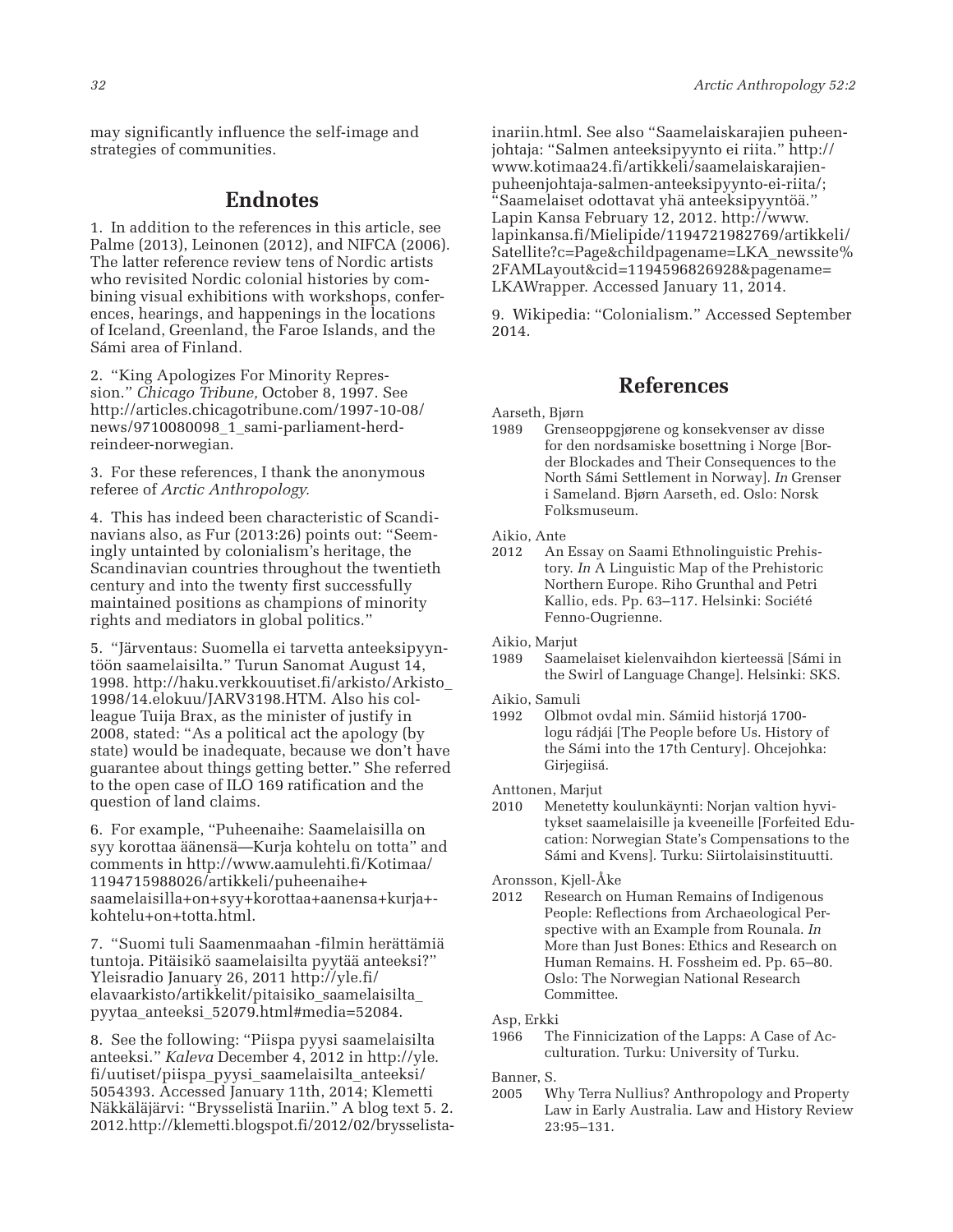may significantly influence the self-image and strategies of communities.

## Endnotes

1. In addition to the references in this article, see Palme (2013), Leinonen (2012), and NIFCA (2006). The latter reference review tens of Nordic artists who revisited Nordic colonial histories by combining visual exhibitions with workshops, conferences, hearings, and happenings in the locations of Iceland, Greenland, the Faroe Islands, and the Sámi area of Finland.

2. "King Apologizes For Minority Repression." *Chicago Tribune,* October 8, 1997. See http://articles.chicagotribune.com/1997-10-08/news/9710080098_1_sami-parliament-herd-reindeer-norwegian.

3. For these references, I thank the anonymous referee of *Arctic Anthropology.*

4. This has indeed been characteristic of Scandinavians also, as Fur (2013:26) points out: "Seemingly untainted by colonialism's heritage, the Scandinavian countries throughout the twentieth century and into the twenty first successfully maintained positions as champions of minority rights and mediators in global politics."

5. "Järventaus: Suomella ei tarvetta anteeksipyyntöön saamelaisilta." Turun Sanomat August 14, 1998. http://haku.verkkouutiset.fi/arkisto/Arkisto_1998/14.elokuu/JARV3198.HTM. Also his colleague Tuija Brax, as the minister of justify in 2008, stated: "As a political act the apology (by state) would be inadequate, because we don't have guarantee about things getting better." She referred to the open case of ILO 169 ratification and the question of land claims.

6. For example, "Puheenaihe: Saamelaisilla on syy korottaa äänensä—Kurja kohtelu on totta" and comments in http://www.aamulehti.fi/Kotimaa/1194715988026/artikkeli/puheenaihe+saamelaisilla+on+syy+korottaa+aanensa+kurja+-kohtelu+on+totta.html.

7. "Suomi tuli Saamenmaahan -filmin herättämiä tuntoja. Pitäisikö saamelaisilta pyytää anteeksi?" Yleisradio January 26, 2011 http://yle.fi/elavaarkisto/artikkelit/pitaisiko_saamelaisilta_pyytaa_anteeksi_52079.html#media=52084.

8. See the following: "Piispa pyysi saamelaisilta anteeksi." *Kaleva* December 4, 2012 in http://yle.fi/uutiset/piispa_pyysi_saamelaisilta_anteeksi/5054393. Accessed January 11th, 2014; Klemetti Näkkäläjärvi: "Brysselistä Inariin." A blog text 5. 2. 2012.http://klemetti.blogspot.fi/2012/02/brysselista-inariin.html. See also "Saamelaiskarajien puheenjohtaja: "Salmen anteeksipyynto ei riita." http://www.kotimaa24.fi/artikkeli/saamelaiskarajien-puheenjohtaja-salmen-anteeksipyynto-ei-riita/; "Saamelaiset odottavat yhä anteeksipyyntöä." Lapin Kansa February 12, 2012. http://www.lapinkansa.fi/Mielipide/1194721982769/artikkeli/Satellite?c=Page&childpagename=LKA_newssite%2FAMLayout&cid=1194596826928&pagename=LKAWrapper. Accessed January 11, 2014.

9. Wikipedia: "Colonialism." Accessed September 2014.

## References

Aarseth, Bjørn
1989 Grenseoppgjørene og konsekvenser av disse for den nordsamiske bosettning i Norge [Border Blockades and Their Consequences to the North Sámi Settlement in Norway]. *In* Grenser i Sameland. Bjørn Aarseth, ed. Oslo: Norsk Folksmuseum.

Aikio, Ante
2012 An Essay on Saami Ethnolinguistic Prehistory. *In* A Linguistic Map of the Prehistoric Northern Europe. Riho Grunthal and Petri Kallio, eds. Pp. 63–117. Helsinki: Société Fenno-Ougrienne.

Aikio, Marjut
1989 Saamelaiset kielenvaihdon kierteessä [Sámi in the Swirl of Language Change]. Helsinki: SKS.

Aikio, Samuli
1992 Olbmot ovdal min. Sámiid historjá 1700-logu rádjái [The People before Us. History of the Sámi into the 17th Century]. Ohcejohka: Girjegiisá.

Anttonen, Marjut
2010 Menetetty koulunkäynti: Norjan valtion hyvitykset saamelaisille ja kveeneille [Forfeited Education: Norwegian State's Compensations to the Sámi and Kvens]. Turku: Siirtolaisinstituutti.

Aronsson, Kjell-Åke
2012 Research on Human Remains of Indigenous People: Reflections from Archaeological Perspective with an Example from Rounala. *In* More than Just Bones: Ethics and Research on Human Remains. H. Fossheim ed. Pp. 65–80. Oslo: The Norwegian National Research Committee.

Asp, Erkki
1966 The Finnicization of the Lapps: A Case of Acculturation. Turku: University of Turku.

Banner, S.
2005 Why Terra Nullius? Anthropology and Property Law in Early Australia. Law and History Review 23:95–131.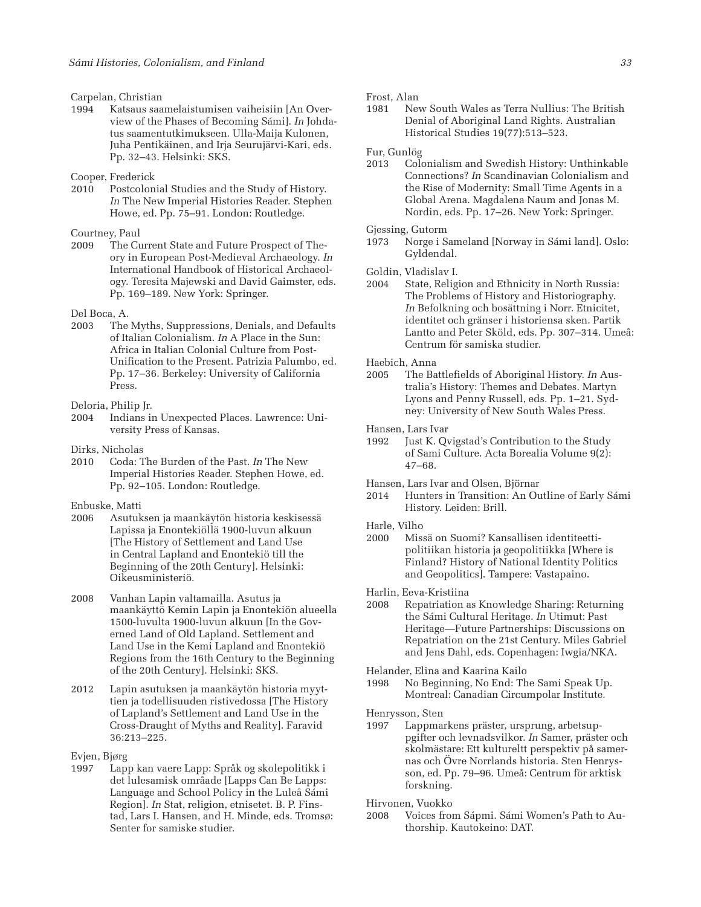Carpelan, Christian

1994 Katsaus saamelaistumisen vaiheisiin [An Overview of the Phases of Becoming Sámi]. *In* Johdatus saamentutkimukseen. Ulla-Maija Kulonen, Juha Pentikäinen, and Irja Seurujärvi-Kari, eds. Pp. 32–43. Helsinki: SKS.

Cooper, Frederick

2010 Postcolonial Studies and the Study of History. *In* The New Imperial Histories Reader. Stephen Howe, ed. Pp. 75–91. London: Routledge.

Courtney, Paul

2009 The Current State and Future Prospect of Theory in European Post-Medieval Archaeology. *In* International Handbook of Historical Archaeology. Teresita Majewski and David Gaimster, eds. Pp. 169–189. New York: Springer.

Del Boca, A.

2003 The Myths, Suppressions, Denials, and Defaults of Italian Colonialism. *In* A Place in the Sun: Africa in Italian Colonial Culture from Post-Unification to the Present. Patrizia Palumbo, ed. Pp. 17–36. Berkeley: University of California Press.

Deloria, Philip Jr.

2004 Indians in Unexpected Places. Lawrence: University Press of Kansas.

Dirks, Nicholas

2010 Coda: The Burden of the Past. *In* The New Imperial Histories Reader. Stephen Howe, ed. Pp. 92–105. London: Routledge.

Enbuske, Matti

2006 Asutuksen ja maankäytön historia keskisessä Lapissa ja Enontekiöllä 1900-luvun alkuun [The History of Settlement and Land Use in Central Lapland and Enontekiö till the Beginning of the 20th Century]. Helsinki: Oikeusministeriö.

2008 Vanhan Lapin valtamailla. Asutus ja maankäyttö Kemin Lapin ja Enontekiön alueella 1500-luvulta 1900-luvun alkuun [In the Governed Land of Old Lapland. Settlement and Land Use in the Kemi Lapland and Enontekiö Regions from the 16th Century to the Beginning of the 20th Century]. Helsinki: SKS.

2012 Lapin asutuksen ja maankäytön historia myyttien ja todellisuuden ristivedossa [The History of Lapland's Settlement and Land Use in the Cross-Draught of Myths and Reality]. Faravid 36:213–225.

Evjen, Bjørg

1997 Lapp kan vaere Lapp: Språk og skolepolitikk i det lulesamisk området [Lapps Can Be Lapps: Language and School Policy in the Luleå Sámi Region]. *In* Stat, religion, etnisetet. B. P. Finstad, Lars I. Hansen, and H. Minde, eds. Tromsø: Senter for samiske studier.

Frost, Alan

1981 New South Wales as Terra Nullius: The British Denial of Aboriginal Land Rights. Australian Historical Studies 19(77):513–523.

Fur, Gunlög

2013 Colonialism and Swedish History: Unthinkable Connections? *In* Scandinavian Colonialism and the Rise of Modernity: Small Time Agents in a Global Arena. Magdalena Naum and Jonas M. Nordin, eds. Pp. 17–26. New York: Springer.

Gjessing, Gutorm

1973 Norge i Sameland [Norway in Sámi land]. Oslo: Gyldendal.

Goldin, Vladislav I.

2004 State, Religion and Ethnicity in North Russia: The Problems of History and Historiography. *In* Befolkning och bosättning i Norr. Etnicitet, identitet och gränser i historiensa sken. Partik Lantto and Peter Sköld, eds. Pp. 307–314. Umeå: Centrum för samiska studier.

Haebich, Anna

2005 The Battlefields of Aboriginal History. *In* Australia's History: Themes and Debates. Martyn Lyons and Penny Russell, eds. Pp. 1–21. Sydney: University of New South Wales Press.

Hansen, Lars Ivar

1992 Just K. Qvigstad's Contribution to the Study of Sami Culture. Acta Borealia Volume 9(2): 47–68.

Hansen, Lars Ivar and Olsen, Björnar

2014 Hunters in Transition: An Outline of Early Sámi History. Leiden: Brill.

Harle, Vilho

2000 Missä on Suomi? Kansallisen identiteettipolitiikan historia ja geopolitiikka [Where is Finland? History of National Identity Politics and Geopolitics]. Tampere: Vastapaino.

Harlin, Eeva-Kristiina

2008 Repatriation as Knowledge Sharing: Returning the Sámi Cultural Heritage. *In* Utimut: Past Heritage—Future Partnerships: Discussions on Repatriation on the 21st Century. Miles Gabriel and Jens Dahl, eds. Copenhagen: Iwgia/NKA.

Helander, Elina and Kaarina Kailo

1998 No Beginning, No End: The Sami Speak Up. Montreal: Canadian Circumpolar Institute.

Henrysson, Sten

1997 Lappmarkens präster, ursprung, arbetsuppgifter och levnadsvilkor. *In* Samer, präster och skolmästare: Ett kulturellt perspektiv på samernas och Övre Norrlands historia. Sten Henrysson, ed. Pp. 79–96. Umeå: Centrum för arktisk forskning.

Hirvonen, Vuokko

2008 Voices from Sápmi. Sámi Women's Path to Authorship. Kautokeino: DAT.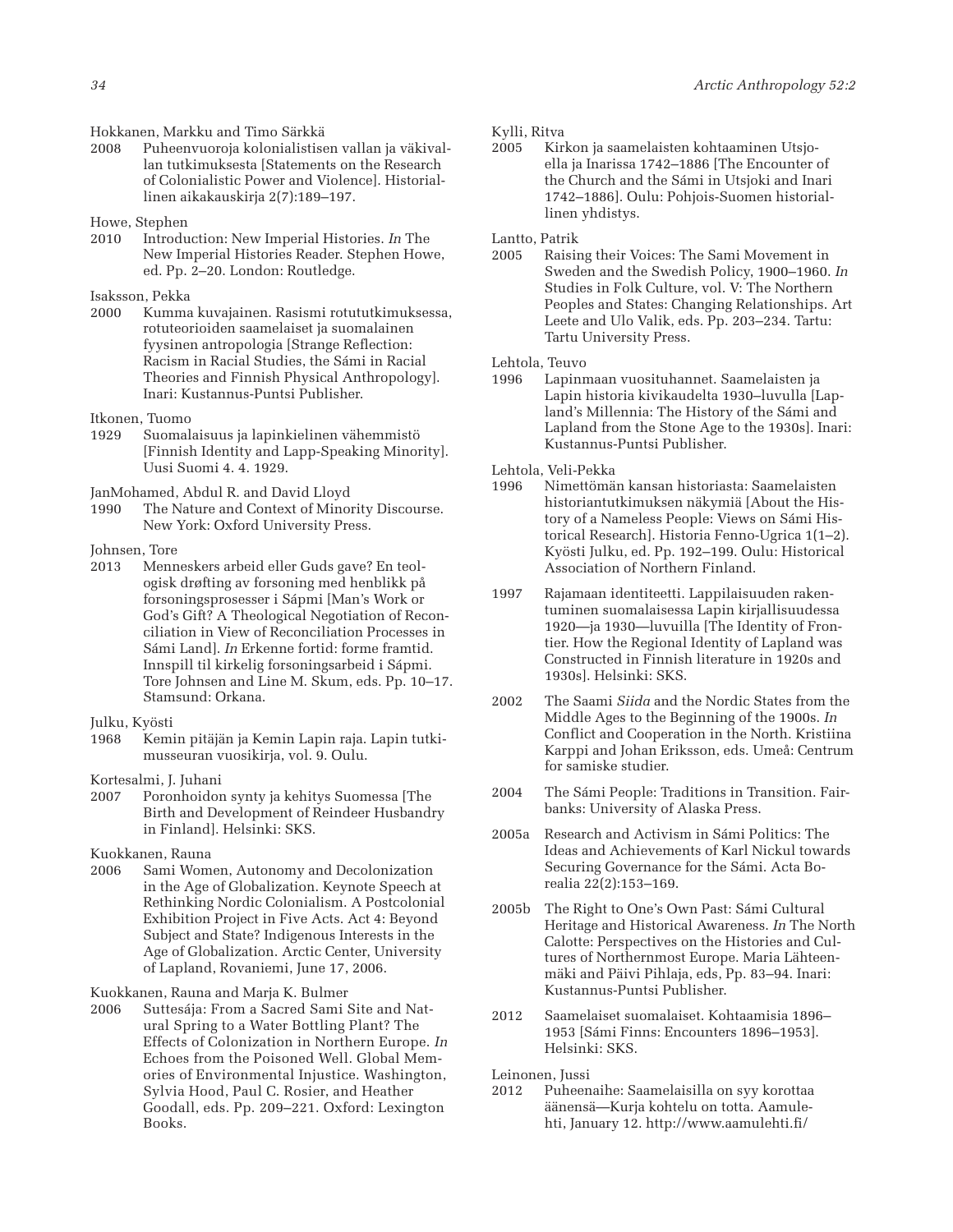Hokkanen, Markku and Timo Särkkä

2008 Puheenvuoroja kolonialistisen vallan ja väkivallan tutkimuksesta [Statements on the Research of Colonialistic Power and Violence]. Historiallinen aikakauskirja 2(7):189–197.

Howe, Stephen

2010 Introduction: New Imperial Histories. *In* The New Imperial Histories Reader. Stephen Howe, ed. Pp. 2–20. London: Routledge.

Isaksson, Pekka

2000 Kumma kuvajainen. Rasismi rotututkimuksessa, rotuteorioiden saamelaiset ja suomalainen fyysinen antropologia [Strange Reflection: Racism in Racial Studies, the Sámi in Racial Theories and Finnish Physical Anthropology]. Inari: Kustannus-Puntsi Publisher.

Itkonen, Tuomo

1929 Suomalaisuus ja lapinkielinen vähemmistö [Finnish Identity and Lapp-Speaking Minority]. Uusi Suomi 4. 4. 1929.

JanMohamed, Abdul R. and David Lloyd

1990 The Nature and Context of Minority Discourse. New York: Oxford University Press.

Johnsen, Tore

2013 Menneskers arbeid eller Guds gave? En teologisk drøfting av forsoning med henblikk på forsoningsprosesser i Sápmi [Man's Work or God's Gift? A Theological Negotiation of Reconciliation in View of Reconciliation Processes in Sámi Land]. *In* Erkenne fortid: forme framtid. Innspill til kirkelig forsoningsarbeid i Sápmi. Tore Johnsen and Line M. Skum, eds. Pp. 10–17. Stamsund: Orkana.

Julku, Kyösti

1968 Kemin pitäjän ja Kemin Lapin raja. Lapin tutkimusseuran vuosikirja, vol. 9. Oulu.

Kortesalmi, J. Juhani

2007 Poronhoidon synty ja kehitys Suomessa [The Birth and Development of Reindeer Husbandry in Finland]. Helsinki: SKS.

Kuokkanen, Rauna

2006 Sami Women, Autonomy and Decolonization in the Age of Globalization. Keynote Speech at Rethinking Nordic Colonialism. A Postcolonial Exhibition Project in Five Acts. Act 4: Beyond Subject and State? Indigenous Interests in the Age of Globalization. Arctic Center, University of Lapland, Rovaniemi, June 17, 2006.

Kuokkanen, Rauna and Marja K. Bulmer

2006 Suttesája: From a Sacred Sami Site and Natural Spring to a Water Bottling Plant? The Effects of Colonization in Northern Europe. *In* Echoes from the Poisoned Well. Global Memories of Environmental Injustice. Washington, Sylvia Hood, Paul C. Rosier, and Heather Goodall, eds. Pp. 209–221. Oxford: Lexington Books.

Kylli, Ritva

2005 Kirkon ja saamelaisten kohtaaminen Utsjoella ja Inarissa 1742–1886 [The Encounter of the Church and the Sámi in Utsjoki and Inari 1742–1886]. Oulu: Pohjois-Suomen historiallinen yhdistys.

Lantto, Patrik

2005 Raising their Voices: The Sami Movement in Sweden and the Swedish Policy, 1900–1960. *In* Studies in Folk Culture, vol. V: The Northern Peoples and States: Changing Relationships. Art Leete and Ulo Valik, eds. Pp. 203–234. Tartu: Tartu University Press.

Lehtola, Teuvo

1996 Lapinmaan vuosituhannet. Saamelaisten ja Lapin historia kivikaudelta 1930–luvulla [Lapland's Millennia: The History of the Sámi and Lapland from the Stone Age to the 1930s]. Inari: Kustannus-Puntsi Publisher.

Lehtola, Veli-Pekka

1996 Nimettömän kansan historiasta: Saamelaisten historiantutkimuksen näkymiä [About the History of a Nameless People: Views on Sámi Historical Research]. Historia Fenno-Ugrica 1(1–2). Kyösti Julku, ed. Pp. 192–199. Oulu: Historical Association of Northern Finland.

1997 Rajamaan identiteetti. Lappilaisuuden rakentuminen suomalaisessa Lapin kirjallisuudessa 1920—ja 1930—luvuilla [The Identity of Frontier. How the Regional Identity of Lapland was Constructed in Finnish literature in 1920s and 1930s]. Helsinki: SKS.

2002 The Saami *Siida* and the Nordic States from the Middle Ages to the Beginning of the 1900s. *In* Conflict and Cooperation in the North. Kristiina Karppi and Johan Eriksson, eds. Umeå: Centrum for samiske studier.

2004 The Sámi People: Traditions in Transition. Fairbanks: University of Alaska Press.

2005a Research and Activism in Sámi Politics: The Ideas and Achievements of Karl Nickul towards Securing Governance for the Sámi. Acta Borealia 22(2):153–169.

2005b The Right to One's Own Past: Sámi Cultural Heritage and Historical Awareness. *In* The North Calotte: Perspectives on the Histories and Cultures of Northernmost Europe. Maria Lähteenmäki and Päivi Pihlaja, eds, Pp. 83–94. Inari: Kustannus-Puntsi Publisher.

2012 Saamelaiset suomalaiset. Kohtaamisia 1896–1953 [Sámi Finns: Encounters 1896–1953]. Helsinki: SKS.

Leinonen, Jussi

2012 Puheenaihe: Saamelaisilla on syy korottaa äänensä—Kurja kohtelu on totta. Aamulehti, January 12. http://www.aamulehti.fi/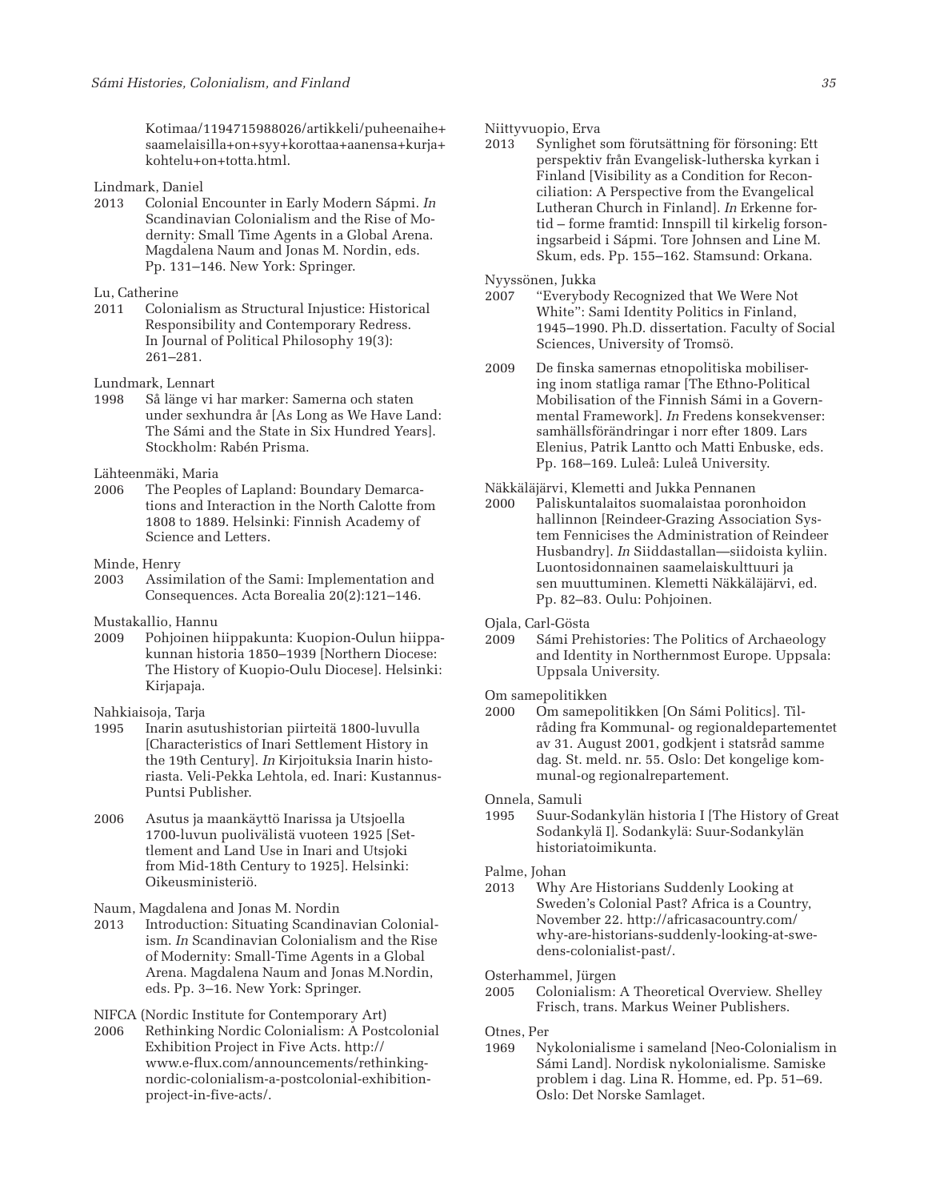Kotimaa/1194715988026/artikkeli/puheenaihe+saamelaisilla+on+syy+korottaa+aanensa+kurja+kohtelu+on+totta.html.

Lindmark, Daniel
2013 Colonial Encounter in Early Modern Sápmi. *In* Scandinavian Colonialism and the Rise of Modernity: Small Time Agents in a Global Arena. Magdalena Naum and Jonas M. Nordin, eds. Pp. 131–146. New York: Springer.

Lu, Catherine
2011 Colonialism as Structural Injustice: Historical Responsibility and Contemporary Redress. In Journal of Political Philosophy 19(3): 261–281.

Lundmark, Lennart
1998 Så länge vi har marker: Samerna och staten under sexhundra år [As Long as We Have Land: The Sámi and the State in Six Hundred Years]. Stockholm: Rabén Prisma.

Lähteenmäki, Maria
2006 The Peoples of Lapland: Boundary Demarcations and Interaction in the North Calotte from 1808 to 1889. Helsinki: Finnish Academy of Science and Letters.

Minde, Henry
2003 Assimilation of the Sami: Implementation and Consequences. Acta Borealia 20(2):121–146.

Mustakallio, Hannu
2009 Pohjoinen hiippakunta: Kuopion-Oulun hiippakunnan historia 1850–1939 [Northern Diocese: The History of Kuopio-Oulu Diocese]. Helsinki: Kirjapaja.

Nahkiaisoja, Tarja
1995 Inarin asutushistorian piirteitä 1800-luvulla [Characteristics of Inari Settlement History in the 19th Century]. *In* Kirjoituksia Inarin historiasta. Veli-Pekka Lehtola, ed. Inari: Kustannus-Puntsi Publisher.

2006 Asutus ja maankäyttö Inarissa ja Utsjoella 1700-luvun puolivälistä vuoteen 1925 [Settlement and Land Use in Inari and Utsjoki from Mid-18th Century to 1925]. Helsinki: Oikeusministeriö.

Naum, Magdalena and Jonas M. Nordin
2013 Introduction: Situating Scandinavian Colonialism. *In* Scandinavian Colonialism and the Rise of Modernity: Small-Time Agents in a Global Arena. Magdalena Naum and Jonas M.Nordin, eds. Pp. 3–16. New York: Springer.

NIFCA (Nordic Institute for Contemporary Art)
2006 Rethinking Nordic Colonialism: A Postcolonial Exhibition Project in Five Acts. http://www.e-flux.com/announcements/rethinking-nordic-colonialism-a-postcolonial-exhibition-project-in-five-acts/.

Niittyvuopio, Erva
2013 Synlighet som förutsättning för försoning: Ett perspektiv från Evangelisk-lutherska kyrkan i Finland [Visibility as a Condition for Reconciliation: A Perspective from the Evangelical Lutheran Church in Finland]. *In* Erkenne fortid – forme framtid: Innspill til kirkelig forsoningsarbeid i Sápmi. Tore Johnsen and Line M. Skum, eds. Pp. 155–162. Stamsund: Orkana.

Nyyssönen, Jukka
2007 "Everybody Recognized that We Were Not White": Sami Identity Politics in Finland, 1945–1990. Ph.D. dissertation. Faculty of Social Sciences, University of Tromsö.

2009 De finska samernas etnopolitiska mobilisering inom statliga ramar [The Ethno-Political Mobilisation of the Finnish Sámi in a Governmental Framework]. *In* Fredens konsekvenser: samhällsförändringar i norr efter 1809. Lars Elenius, Patrik Lantto och Matti Enbuske, eds. Pp. 168–169. Luleå: Luleå University.

Näkkäläjärvi, Klemetti and Jukka Pennanen
2000 Paliskuntalaitos suomalaistaa poronhoidon hallinnon [Reindeer-Grazing Association System Fennicises the Administration of Reindeer Husbandry]. *In* Siiddastallan—siidoista kyliin. Luontosidonnainen saamelaiskulttuuri ja sen muuttuminen. Klemetti Näkkäläjärvi, ed. Pp. 82–83. Oulu: Pohjoinen.

Ojala, Carl-Gösta
2009 Sámi Prehistories: The Politics of Archaeology and Identity in Northernmost Europe. Uppsala: Uppsala University.

Om samepolitikken
2000 Om samepolitikken [On Sámi Politics]. Tilråding fra Kommunal- og regionaldepartementet av 31. August 2001, godkjent i statsråd samme dag. St. meld. nr. 55. Oslo: Det kongelige kommunal-og regionalrepartement.

Onnela, Samuli
1995 Suur-Sodankylän historia I [The History of Great Sodankylä I]. Sodankylä: Suur-Sodankylän historiatoimikunta.

Palme, Johan
2013 Why Are Historians Suddenly Looking at Sweden's Colonial Past? Africa is a Country, November 22. http://africasacountry.com/why-are-historians-suddenly-looking-at-swedens-colonialist-past/.

Osterhammel, Jürgen
2005 Colonialism: A Theoretical Overview. Shelley Frisch, trans. Markus Weiner Publishers.

Otnes, Per
1969 Nykolonialisme i sameland [Neo-Colonialism in Sámi Land]. Nordisk nykolonialisme. Samiske problem i dag. Lina R. Homme, ed. Pp. 51–69. Oslo: Det Norske Samlaget.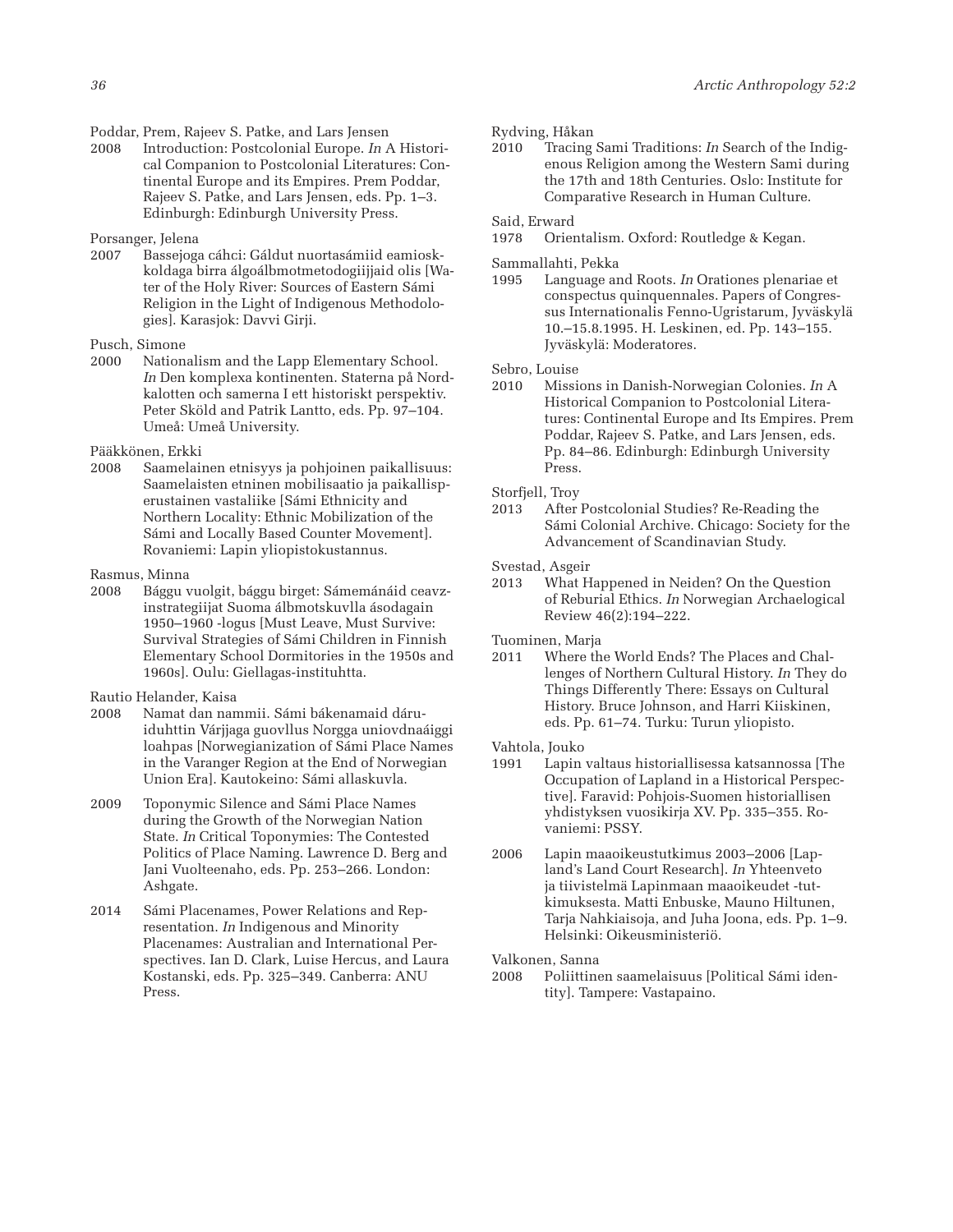Poddar, Prem, Rajeev S. Patke, and Lars Jensen

2008 Introduction: Postcolonial Europe. *In* A Historical Companion to Postcolonial Literatures: Continental Europe and its Empires. Prem Poddar, Rajeev S. Patke, and Lars Jensen, eds. Pp. 1–3. Edinburgh: Edinburgh University Press.

Porsanger, Jelena

2007 Bassejoga cáhci: Gáldut nuortasámiid eamioskkoldaga birra álgoálbmotmetodogiijjaid olis [Water of the Holy River: Sources of Eastern Sámi Religion in the Light of Indigenous Methodologies]. Karasjok: Davvi Girji.

Pusch, Simone

2000 Nationalism and the Lapp Elementary School. *In* Den komplexa kontinenten. Staterna på Nordkalotten och samerna I ett historiskt perspektiv. Peter Sköld and Patrik Lantto, eds. Pp. 97–104. Umeå: Umeå University.

Pääkkönen, Erkki

2008 Saamelainen etnisyys ja pohjoinen paikallisuus: Saamelaisten etninen mobilisaatio ja paikallisperustainen vastaliike [Sámi Ethnicity and Northern Locality: Ethnic Mobilization of the Sámi and Locally Based Counter Movement]. Rovaniemi: Lapin yliopistokustannus.

Rasmus, Minna

2008 Bággu vuolgit, bággu birget: Sámemánáid ceavzinstrategiijat Suoma álbmotskuvlla ásodagain 1950–1960 -logus [Must Leave, Must Survive: Survival Strategies of Sámi Children in Finnish Elementary School Dormitories in the 1950s and 1960s]. Oulu: Giellagas-instituhtta.

Rautio Helander, Kaisa

2008 Namat dan nammii. Sámi bákenamaid dáruiduhttin Várjjaga guovllus Norgga uniovdnaáiggi loahpas [Norwegianization of Sámi Place Names in the Varanger Region at the End of Norwegian Union Era]. Kautokeino: Sámi allaskuvla.

2009 Toponymic Silence and Sámi Place Names during the Growth of the Norwegian Nation State. *In* Critical Toponymies: The Contested Politics of Place Naming. Lawrence D. Berg and Jani Vuolteenaho, eds. Pp. 253–266. London: Ashgate.

2014 Sámi Placenames, Power Relations and Representation. *In* Indigenous and Minority Placenames: Australian and International Perspectives. Ian D. Clark, Luise Hercus, and Laura Kostanski, eds. Pp. 325–349. Canberra: ANU Press.

Rydving, Håkan

2010 Tracing Sami Traditions: *In* Search of the Indigenous Religion among the Western Sami during the 17th and 18th Centuries. Oslo: Institute for Comparative Research in Human Culture.

Said, Erward

1978 Orientalism. Oxford: Routledge & Kegan.

Sammallahti, Pekka

1995 Language and Roots. *In* Orationes plenariae et conspectus quinquennales. Papers of Congressus Internationalis Fenno-Ugristarum, Jyväskylä 10.–15.8.1995. H. Leskinen, ed. Pp. 143–155. Jyväskylä: Moderatores.

Sebro, Louise

2010 Missions in Danish-Norwegian Colonies. *In* A Historical Companion to Postcolonial Literatures: Continental Europe and Its Empires. Prem Poddar, Rajeev S. Patke, and Lars Jensen, eds. Pp. 84–86. Edinburgh: Edinburgh University Press.

Storfjell, Troy

2013 After Postcolonial Studies? Re-Reading the Sámi Colonial Archive. Chicago: Society for the Advancement of Scandinavian Study.

Svestad, Asgeir

2013 What Happened in Neiden? On the Question of Reburial Ethics. *In* Norwegian Archaeological Review 46(2):194–222.

Tuominen, Marja

2011 Where the World Ends? The Places and Challenges of Northern Cultural History. *In* They do Things Differently There: Essays on Cultural History. Bruce Johnson, and Harri Kiiskinen, eds. Pp. 61–74. Turku: Turun yliopisto.

Vahtola, Jouko

1991 Lapin valtaus historiallisessa katsannossa [The Occupation of Lapland in a Historical Perspective]. Faravid: Pohjois-Suomen historiallisen yhdistyksen vuosikirja XV. Pp. 335–355. Rovaniemi: PSSY.

2006 Lapin maaoikeustutkimus 2003–2006 [Lapland's Land Court Research]. *In* Yhteenveto ja tiivistelmä Lapinmaan maaoikeudet -tutkimuksesta. Matti Enbuske, Mauno Hiltunen, Tarja Nahkiaisoja, and Juha Joona, eds. Pp. 1–9. Helsinki: Oikeusministeriö.

Valkonen, Sanna

2008 Poliittinen saamelaisuus [Political Sámi identity]. Tampere: Vastapaino.